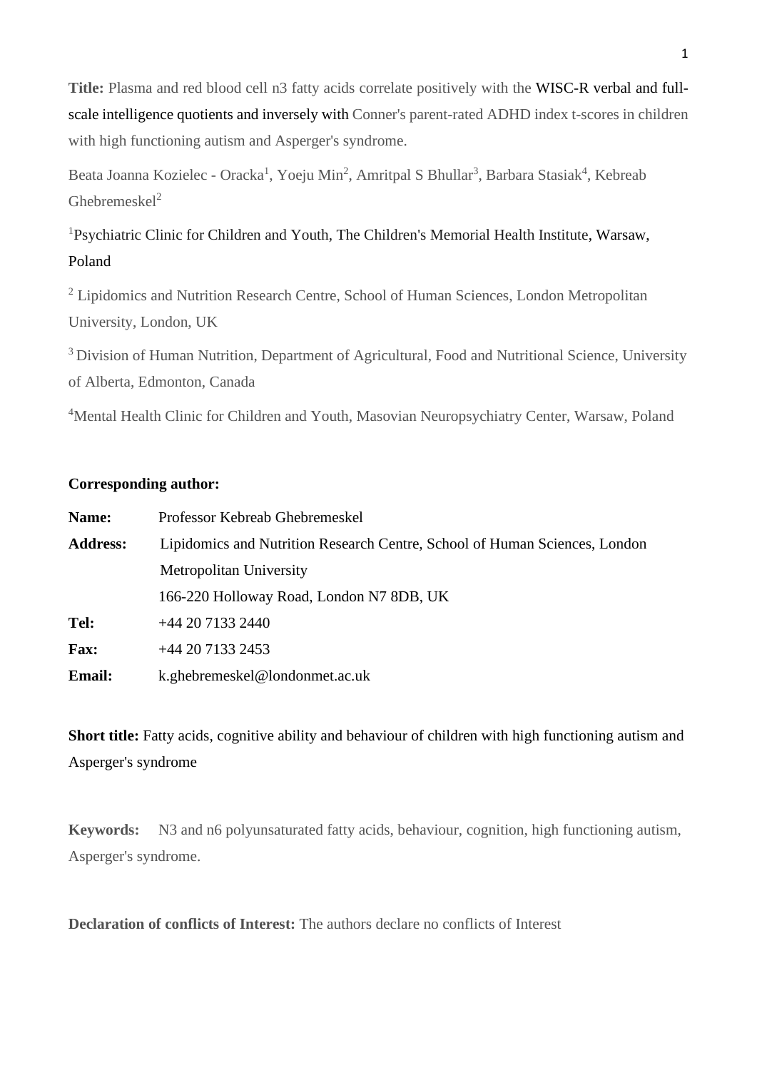**Title:** Plasma and red blood cell n3 fatty acids correlate positively with the WISC-R verbal and full-scale intelligence quotients and inversely with Conner's parent-rated ADHD index t-scores in children with high functioning autism and Asperger's syndrome.

Beata Joanna Kozielec - Oracka[1], Yoeju Min[2], Amritpal S Bhullar[3], Barbara Stasiak[4], Kebreab Ghebremeskel[2]

[1]Psychiatric Clinic for Children and Youth, The Children's Memorial Health Institute, Warsaw, Poland

[2] Lipidomics and Nutrition Research Centre, School of Human Sciences, London Metropolitan University, London, UK

[3] Division of Human Nutrition, Department of Agricultural, Food and Nutritional Science, University of Alberta, Edmonton, Canada

[4]Mental Health Clinic for Children and Youth, Masovian Neuropsychiatry Center, Warsaw, Poland

**Corresponding author:**

**Name:** Professor Kebreab Ghebremeskel

**Address:** Lipidomics and Nutrition Research Centre, School of Human Sciences, London Metropolitan University
166-220 Holloway Road, London N7 8DB, UK

**Tel:** +44 20 7133 2440

**Fax:** +44 20 7133 2453

**Email:** k.ghebremeskel@londonmet.ac.uk

**Short title:** Fatty acids, cognitive ability and behaviour of children with high functioning autism and Asperger's syndrome

**Keywords:** N3 and n6 polyunsaturated fatty acids, behaviour, cognition, high functioning autism, Asperger's syndrome.

**Declaration of conflicts of Interest:** The authors declare no conflicts of Interest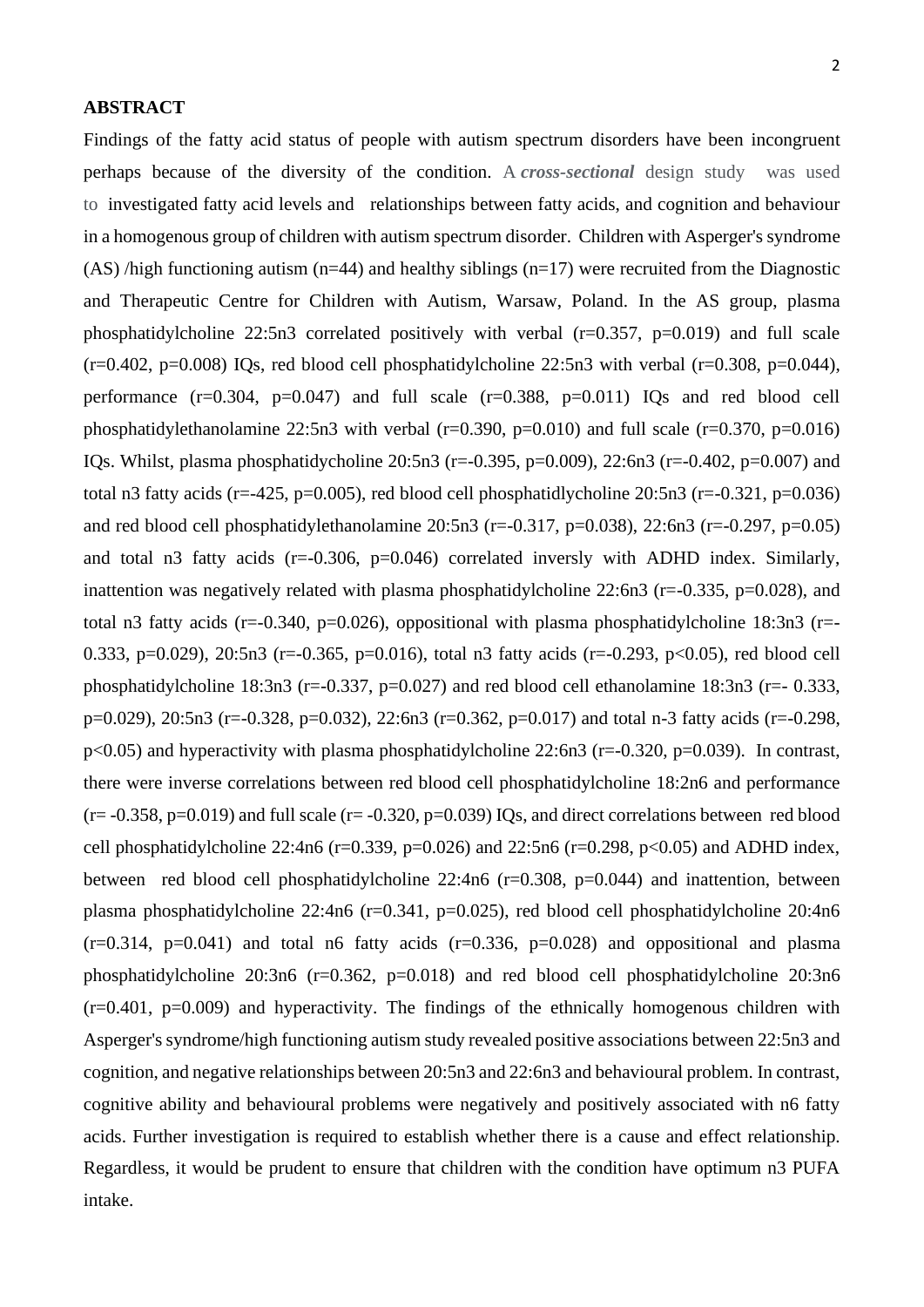**ABSTRACT**

Findings of the fatty acid status of people with autism spectrum disorders have been incongruent perhaps because of the diversity of the condition. A ***cross-sectional*** design study was used to investigated fatty acid levels and relationships between fatty acids, and cognition and behaviour in a homogenous group of children with autism spectrum disorder. Children with Asperger's syndrome (AS) /high functioning autism (n=44) and healthy siblings (n=17) were recruited from the Diagnostic and Therapeutic Centre for Children with Autism, Warsaw, Poland. In the AS group, plasma phosphatidylcholine 22:5n3 correlated positively with verbal (r=0.357, p=0.019) and full scale (r=0.402, p=0.008) IQs, red blood cell phosphatidylcholine 22:5n3 with verbal (r=0.308, p=0.044), performance (r=0.304, p=0.047) and full scale (r=0.388, p=0.011) IQs and red blood cell phosphatidylethanolamine 22:5n3 with verbal (r=0.390, p=0.010) and full scale (r=0.370, p=0.016) IQs. Whilst, plasma phosphatidycholine 20:5n3 (r=-0.395, p=0.009), 22:6n3 (r=-0.402, p=0.007) and total n3 fatty acids (r=-425, p=0.005), red blood cell phosphatidlycholine 20:5n3 (r=-0.321, p=0.036) and red blood cell phosphatidylethanolamine 20:5n3 (r=-0.317, p=0.038), 22:6n3 (r=-0.297, p=0.05) and total n3 fatty acids (r=-0.306, p=0.046) correlated inversly with ADHD index. Similarly, inattention was negatively related with plasma phosphatidylcholine 22:6n3 (r=-0.335, p=0.028), and total n3 fatty acids (r=-0.340, p=0.026), oppositional with plasma phosphatidylcholine 18:3n3 (r=-0.333, p=0.029), 20:5n3 (r=-0.365, p=0.016), total n3 fatty acids (r=-0.293, p<0.05), red blood cell phosphatidylcholine 18:3n3 (r=-0.337, p=0.027) and red blood cell ethanolamine 18:3n3 (r=- 0.333, p=0.029), 20:5n3 (r=-0.328, p=0.032), 22:6n3 (r=0.362, p=0.017) and total n-3 fatty acids (r=-0.298, p<0.05) and hyperactivity with plasma phosphatidylcholine 22:6n3 (r=-0.320, p=0.039). In contrast, there were inverse correlations between red blood cell phosphatidylcholine 18:2n6 and performance (r= -0.358, p=0.019) and full scale (r= -0.320, p=0.039) IQs, and direct correlations between red blood cell phosphatidylcholine 22:4n6 (r=0.339, p=0.026) and 22:5n6 (r=0.298, p<0.05) and ADHD index, between red blood cell phosphatidylcholine 22:4n6 (r=0.308, p=0.044) and inattention, between plasma phosphatidylcholine 22:4n6 (r=0.341, p=0.025), red blood cell phosphatidylcholine 20:4n6 (r=0.314, p=0.041) and total n6 fatty acids (r=0.336, p=0.028) and oppositional and plasma phosphatidylcholine 20:3n6 (r=0.362, p=0.018) and red blood cell phosphatidylcholine 20:3n6 (r=0.401, p=0.009) and hyperactivity. The findings of the ethnically homogenous children with Asperger's syndrome/high functioning autism study revealed positive associations between 22:5n3 and cognition, and negative relationships between 20:5n3 and 22:6n3 and behavioural problem. In contrast, cognitive ability and behavioural problems were negatively and positively associated with n6 fatty acids. Further investigation is required to establish whether there is a cause and effect relationship. Regardless, it would be prudent to ensure that children with the condition have optimum n3 PUFA intake.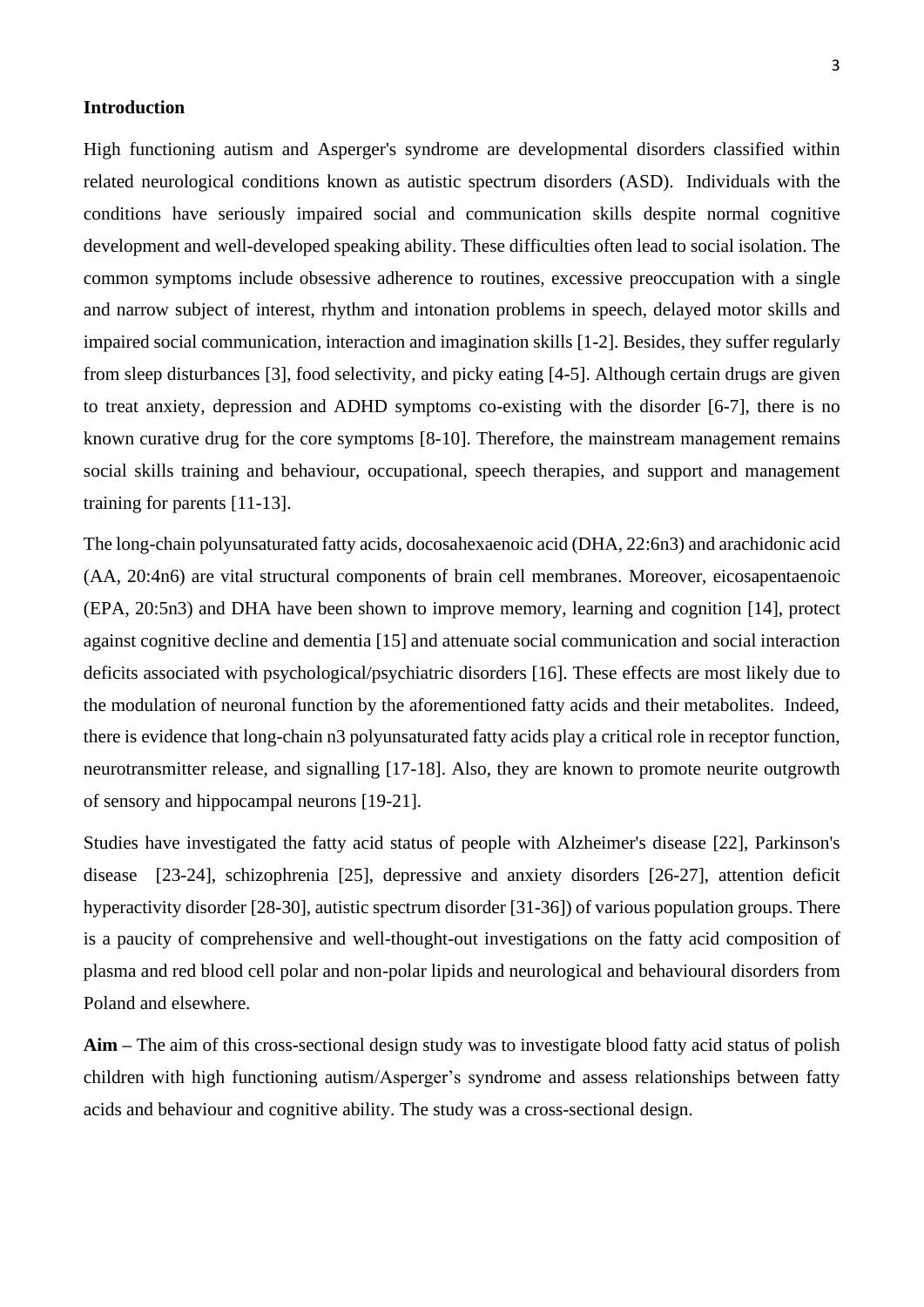## Introduction

High functioning autism and Asperger's syndrome are developmental disorders classified within related neurological conditions known as autistic spectrum disorders (ASD). Individuals with the conditions have seriously impaired social and communication skills despite normal cognitive development and well-developed speaking ability. These difficulties often lead to social isolation. The common symptoms include obsessive adherence to routines, excessive preoccupation with a single and narrow subject of interest, rhythm and intonation problems in speech, delayed motor skills and impaired social communication, interaction and imagination skills [1-2]. Besides, they suffer regularly from sleep disturbances [3], food selectivity, and picky eating [4-5]. Although certain drugs are given to treat anxiety, depression and ADHD symptoms co-existing with the disorder [6-7], there is no known curative drug for the core symptoms [8-10]. Therefore, the mainstream management remains social skills training and behaviour, occupational, speech therapies, and support and management training for parents [11-13].

The long-chain polyunsaturated fatty acids, docosahexaenoic acid (DHA, 22:6n3) and arachidonic acid (AA, 20:4n6) are vital structural components of brain cell membranes. Moreover, eicosapentaenoic (EPA, 20:5n3) and DHA have been shown to improve memory, learning and cognition [14], protect against cognitive decline and dementia [15] and attenuate social communication and social interaction deficits associated with psychological/psychiatric disorders [16]. These effects are most likely due to the modulation of neuronal function by the aforementioned fatty acids and their metabolites. Indeed, there is evidence that long-chain n3 polyunsaturated fatty acids play a critical role in receptor function, neurotransmitter release, and signalling [17-18]. Also, they are known to promote neurite outgrowth of sensory and hippocampal neurons [19-21].

Studies have investigated the fatty acid status of people with Alzheimer's disease [22], Parkinson's disease [23-24], schizophrenia [25], depressive and anxiety disorders [26-27], attention deficit hyperactivity disorder [28-30], autistic spectrum disorder [31-36]) of various population groups. There is a paucity of comprehensive and well-thought-out investigations on the fatty acid composition of plasma and red blood cell polar and non-polar lipids and neurological and behavioural disorders from Poland and elsewhere.

**Aim** – The aim of this cross-sectional design study was to investigate blood fatty acid status of polish children with high functioning autism/Asperger's syndrome and assess relationships between fatty acids and behaviour and cognitive ability. The study was a cross-sectional design.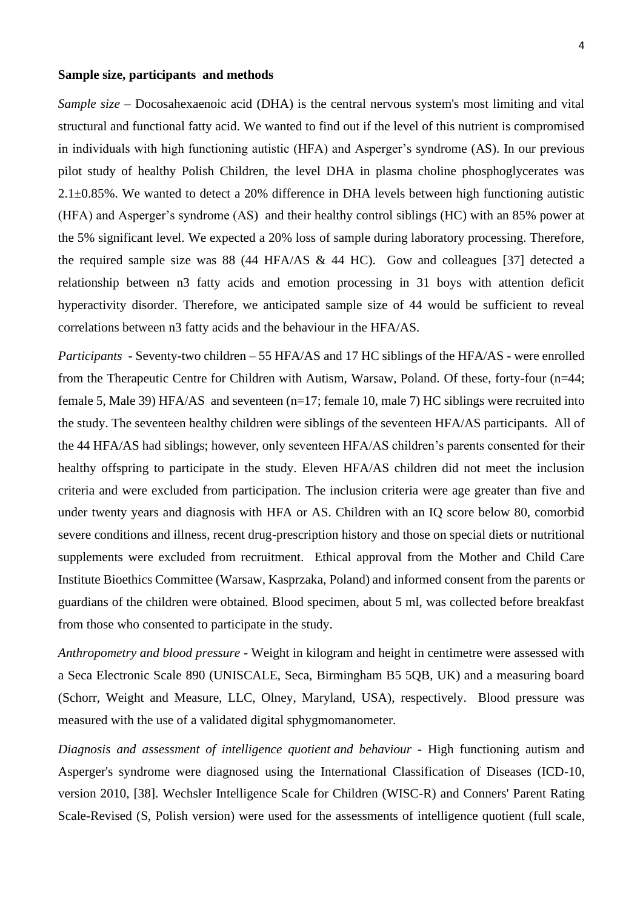**Sample size, participants and methods**

*Sample size* – Docosahexaenoic acid (DHA) is the central nervous system's most limiting and vital structural and functional fatty acid. We wanted to find out if the level of this nutrient is compromised in individuals with high functioning autistic (HFA) and Asperger's syndrome (AS). In our previous pilot study of healthy Polish Children, the level DHA in plasma choline phosphoglycerates was 2.1±0.85%. We wanted to detect a 20% difference in DHA levels between high functioning autistic (HFA) and Asperger's syndrome (AS) and their healthy control siblings (HC) with an 85% power at the 5% significant level. We expected a 20% loss of sample during laboratory processing. Therefore, the required sample size was 88 (44 HFA/AS & 44 HC). Gow and colleagues [37] detected a relationship between n3 fatty acids and emotion processing in 31 boys with attention deficit hyperactivity disorder. Therefore, we anticipated sample size of 44 would be sufficient to reveal correlations between n3 fatty acids and the behaviour in the HFA/AS.

*Participants* - Seventy-two children – 55 HFA/AS and 17 HC siblings of the HFA/AS - were enrolled from the Therapeutic Centre for Children with Autism, Warsaw, Poland. Of these, forty-four (n=44; female 5, Male 39) HFA/AS and seventeen (n=17; female 10, male 7) HC siblings were recruited into the study. The seventeen healthy children were siblings of the seventeen HFA/AS participants. All of the 44 HFA/AS had siblings; however, only seventeen HFA/AS children's parents consented for their healthy offspring to participate in the study. Eleven HFA/AS children did not meet the inclusion criteria and were excluded from participation. The inclusion criteria were age greater than five and under twenty years and diagnosis with HFA or AS. Children with an IQ score below 80, comorbid severe conditions and illness, recent drug-prescription history and those on special diets or nutritional supplements were excluded from recruitment. Ethical approval from the Mother and Child Care Institute Bioethics Committee (Warsaw, Kasprzaka, Poland) and informed consent from the parents or guardians of the children were obtained. Blood specimen, about 5 ml, was collected before breakfast from those who consented to participate in the study.

*Anthropometry and blood pressure* - Weight in kilogram and height in centimetre were assessed with a Seca Electronic Scale 890 (UNISCALE, Seca, Birmingham B5 5QB, UK) and a measuring board (Schorr, Weight and Measure, LLC, Olney, Maryland, USA), respectively. Blood pressure was measured with the use of a validated digital sphygmomanometer.

*Diagnosis and assessment of intelligence quotient and behaviour* - High functioning autism and Asperger's syndrome were diagnosed using the International Classification of Diseases (ICD-10, version 2010, [38]. Wechsler Intelligence Scale for Children (WISC-R) and Conners' Parent Rating Scale-Revised (S, Polish version) were used for the assessments of intelligence quotient (full scale,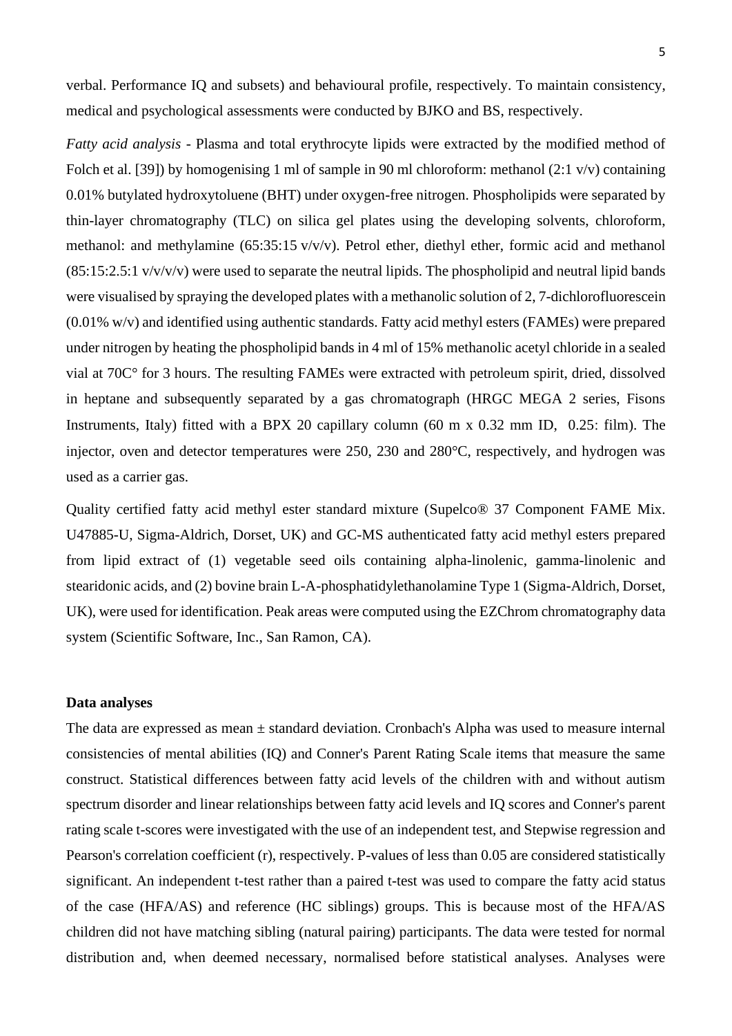verbal. Performance IQ and subsets) and behavioural profile, respectively. To maintain consistency, medical and psychological assessments were conducted by BJKO and BS, respectively.

*Fatty acid analysis* - Plasma and total erythrocyte lipids were extracted by the modified method of Folch et al. [39]) by homogenising 1 ml of sample in 90 ml chloroform: methanol (2:1 v/v) containing 0.01% butylated hydroxytoluene (BHT) under oxygen-free nitrogen. Phospholipids were separated by thin-layer chromatography (TLC) on silica gel plates using the developing solvents, chloroform, methanol: and methylamine (65:35:15 v/v/v). Petrol ether, diethyl ether, formic acid and methanol (85:15:2.5:1 v/v/v/v) were used to separate the neutral lipids. The phospholipid and neutral lipid bands were visualised by spraying the developed plates with a methanolic solution of 2, 7-dichlorofluorescein (0.01% w/v) and identified using authentic standards. Fatty acid methyl esters (FAMEs) were prepared under nitrogen by heating the phospholipid bands in 4 ml of 15% methanolic acetyl chloride in a sealed vial at 70C° for 3 hours. The resulting FAMEs were extracted with petroleum spirit, dried, dissolved in heptane and subsequently separated by a gas chromatograph (HRGC MEGA 2 series, Fisons Instruments, Italy) fitted with a BPX 20 capillary column (60 m x 0.32 mm ID, 0.25: film). The injector, oven and detector temperatures were 250, 230 and 280°C, respectively, and hydrogen was used as a carrier gas.

Quality certified fatty acid methyl ester standard mixture (Supelco® 37 Component FAME Mix. U47885-U, Sigma-Aldrich, Dorset, UK) and GC-MS authenticated fatty acid methyl esters prepared from lipid extract of (1) vegetable seed oils containing alpha-linolenic, gamma-linolenic and stearidonic acids, and (2) bovine brain L-A-phosphatidylethanolamine Type 1 (Sigma-Aldrich, Dorset, UK), were used for identification. Peak areas were computed using the EZChrom chromatography data system (Scientific Software, Inc., San Ramon, CA).

### Data analyses

The data are expressed as mean ± standard deviation. Cronbach's Alpha was used to measure internal consistencies of mental abilities (IQ) and Conner's Parent Rating Scale items that measure the same construct. Statistical differences between fatty acid levels of the children with and without autism spectrum disorder and linear relationships between fatty acid levels and IQ scores and Conner's parent rating scale t-scores were investigated with the use of an independent test, and Stepwise regression and Pearson's correlation coefficient (r), respectively. P-values of less than 0.05 are considered statistically significant. An independent t-test rather than a paired t-test was used to compare the fatty acid status of the case (HFA/AS) and reference (HC siblings) groups. This is because most of the HFA/AS children did not have matching sibling (natural pairing) participants. The data were tested for normal distribution and, when deemed necessary, normalised before statistical analyses. Analyses were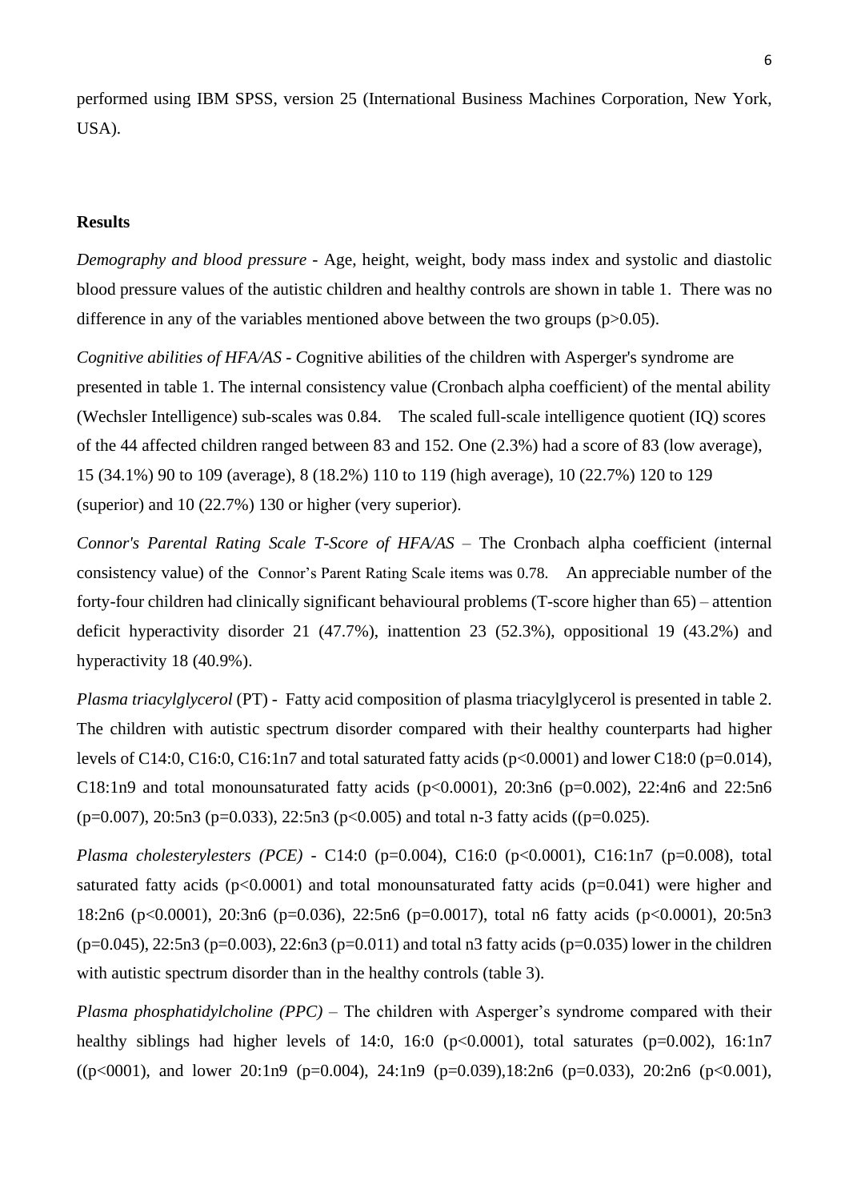performed using IBM SPSS, version 25 (International Business Machines Corporation, New York, USA).

## Results

*Demography and blood pressure* - Age, height, weight, body mass index and systolic and diastolic blood pressure values of the autistic children and healthy controls are shown in table 1. There was no difference in any of the variables mentioned above between the two groups ($p>0.05$).

*Cognitive abilities of HFA/AS - C*ognitive abilities of the children with Asperger's syndrome are presented in table 1. The internal consistency value (Cronbach alpha coefficient) of the mental ability (Wechsler Intelligence) sub-scales was 0.84. The scaled full-scale intelligence quotient (IQ) scores of the 44 affected children ranged between 83 and 152. One (2.3%) had a score of 83 (low average), 15 (34.1%) 90 to 109 (average), 8 (18.2%) 110 to 119 (high average), 10 (22.7%) 120 to 129 (superior) and 10 (22.7%) 130 or higher (very superior).

*Connor's Parental Rating Scale T-Score of HFA/AS* – The Cronbach alpha coefficient (internal consistency value) of the Connor's Parent Rating Scale items was 0.78. An appreciable number of the forty-four children had clinically significant behavioural problems (T-score higher than 65) – attention deficit hyperactivity disorder 21 (47.7%), inattention 23 (52.3%), oppositional 19 (43.2%) and hyperactivity 18 (40.9%).

*Plasma triacylglycerol* (PT) - Fatty acid composition of plasma triacylglycerol is presented in table 2. The children with autistic spectrum disorder compared with their healthy counterparts had higher levels of C14:0, C16:0, C16:1n7 and total saturated fatty acids ($p<0.0001$) and lower C18:0 ($p=0.014$), C18:1n9 and total monounsaturated fatty acids ($p<0.0001$), 20:3n6 ($p=0.002$), 22:4n6 and 22:5n6 ($p=0.007$), 20:5n3 ($p=0.033$), 22:5n3 ($p<0.005$) and total n-3 fatty acids (($p=0.025$).

*Plasma cholesterylesters (PCE)* - C14:0 ($p=0.004$), C16:0 ($p<0.0001$), C16:1n7 ($p=0.008$), total saturated fatty acids ($p<0.0001$) and total monounsaturated fatty acids ($p=0.041$) were higher and 18:2n6 ($p<0.0001$), 20:3n6 ($p=0.036$), 22:5n6 ($p=0.0017$), total n6 fatty acids ($p<0.0001$), 20:5n3 ($p=0.045$), 22:5n3 ($p=0.003$), 22:6n3 ($p=0.011$) and total n3 fatty acids ($p=0.035$) lower in the children with autistic spectrum disorder than in the healthy controls (table 3).

*Plasma phosphatidylcholine (PPC)* – The children with Asperger's syndrome compared with their healthy siblings had higher levels of 14:0, 16:0 ($p<0.0001$), total saturates ($p=0.002$), 16:1n7 (($p<0001$), and lower 20:1n9 ($p=0.004$), 24:1n9 ($p=0.039$),18:2n6 ($p=0.033$), 20:2n6 ($p<0.001$),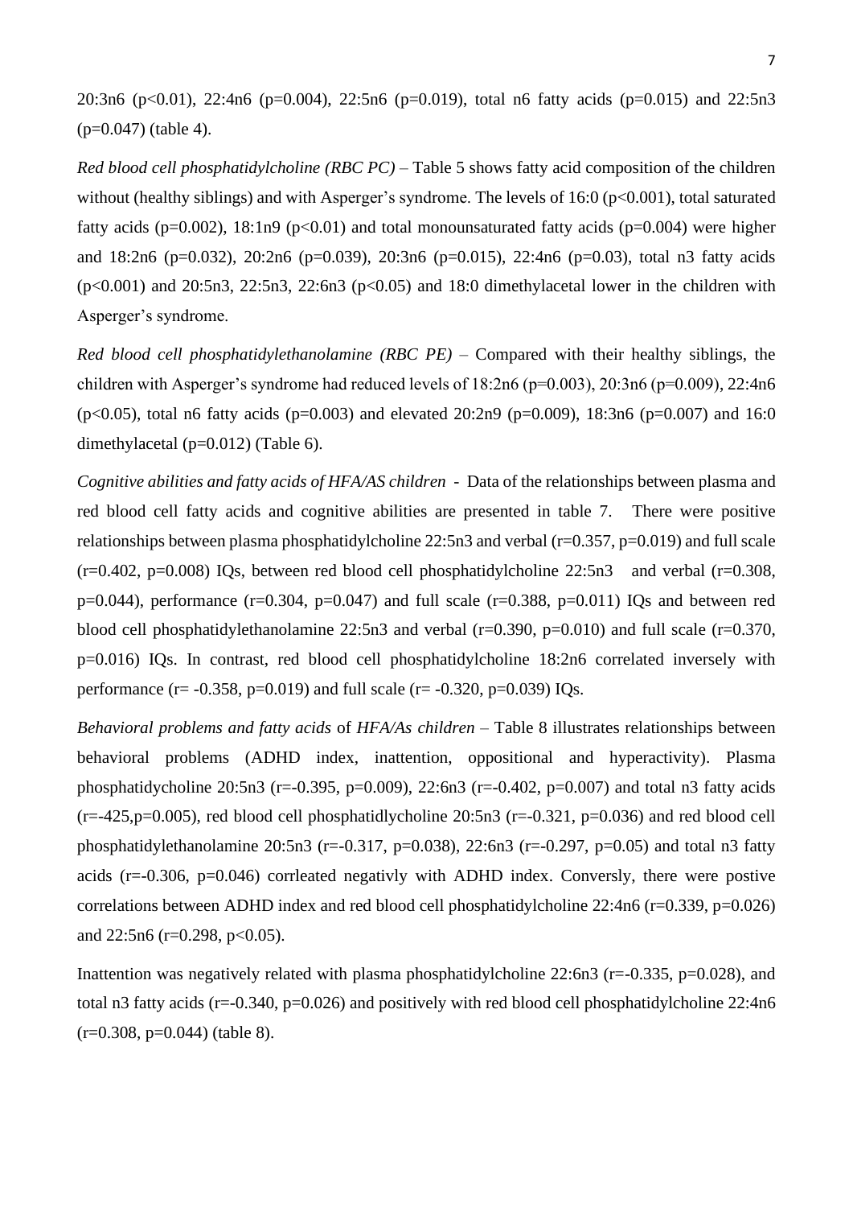20:3n6 ($p<0.01$), 22:4n6 ($p=0.004$), 22:5n6 ($p=0.019$), total n6 fatty acids ($p=0.015$) and 22:5n3 ($p=0.047$) (table 4).

*Red blood cell phosphatidylcholine (RBC PC)* – Table 5 shows fatty acid composition of the children without (healthy siblings) and with Asperger's syndrome. The levels of 16:0 ($p<0.001$), total saturated fatty acids ($p=0.002$), 18:1n9 ($p<0.01$) and total monounsaturated fatty acids ($p=0.004$) were higher and 18:2n6 ($p=0.032$), 20:2n6 ($p=0.039$), 20:3n6 ($p=0.015$), 22:4n6 ($p=0.03$), total n3 fatty acids ($p<0.001$) and 20:5n3, 22:5n3, 22:6n3 ($p<0.05$) and 18:0 dimethylacetal lower in the children with Asperger's syndrome.

*Red blood cell phosphatidylethanolamine (RBC PE)* – Compared with their healthy siblings, the children with Asperger's syndrome had reduced levels of 18:2n6 ($p=0.003$), 20:3n6 ($p=0.009$), 22:4n6 ($p<0.05$), total n6 fatty acids ($p=0.003$) and elevated 20:2n9 ($p=0.009$), 18:3n6 ($p=0.007$) and 16:0 dimethylacetal ($p=0.012$) (Table 6).

*Cognitive abilities and fatty acids of HFA/AS children* - Data of the relationships between plasma and red blood cell fatty acids and cognitive abilities are presented in table 7. There were positive relationships between plasma phosphatidylcholine 22:5n3 and verbal ($r=0.357$, $p=0.019$) and full scale ($r=0.402$, $p=0.008$) IQs, between red blood cell phosphatidylcholine 22:5n3 and verbal ($r=0.308$, $p=0.044$), performance ($r=0.304$, $p=0.047$) and full scale ($r=0.388$, $p=0.011$) IQs and between red blood cell phosphatidylethanolamine 22:5n3 and verbal ($r=0.390$, $p=0.010$) and full scale ($r=0.370$, $p=0.016$) IQs. In contrast, red blood cell phosphatidylcholine 18:2n6 correlated inversely with performance ($r= -0.358$, $p=0.019$) and full scale ($r= -0.320$, $p=0.039$) IQs.

*Behavioral problems and fatty acids* of *HFA/As children* – Table 8 illustrates relationships between behavioral problems (ADHD index, inattention, oppositional and hyperactivity). Plasma phosphatidycholine 20:5n3 ($r=-0.395$, $p=0.009$), 22:6n3 ($r=-0.402$, $p=0.007$) and total n3 fatty acids ($r=-425, p=0.005$), red blood cell phosphatidlycholine 20:5n3 ($r=-0.321$, $p=0.036$) and red blood cell phosphatidylethanolamine 20:5n3 ($r=-0.317$, $p=0.038$), 22:6n3 ($r=-0.297$, $p=0.05$) and total n3 fatty acids ($r=-0.306$, $p=0.046$) corrleated negativly with ADHD index. Conversly, there were postive correlations between ADHD index and red blood cell phosphatidylcholine 22:4n6 ($r=0.339$, $p=0.026$) and 22:5n6 ($r=0.298$, $p<0.05$).

Inattention was negatively related with plasma phosphatidylcholine 22:6n3 ($r=-0.335$, $p=0.028$), and total n3 fatty acids ($r=-0.340$, $p=0.026$) and positively with red blood cell phosphatidylcholine 22:4n6 ($r=0.308$, $p=0.044$) (table 8).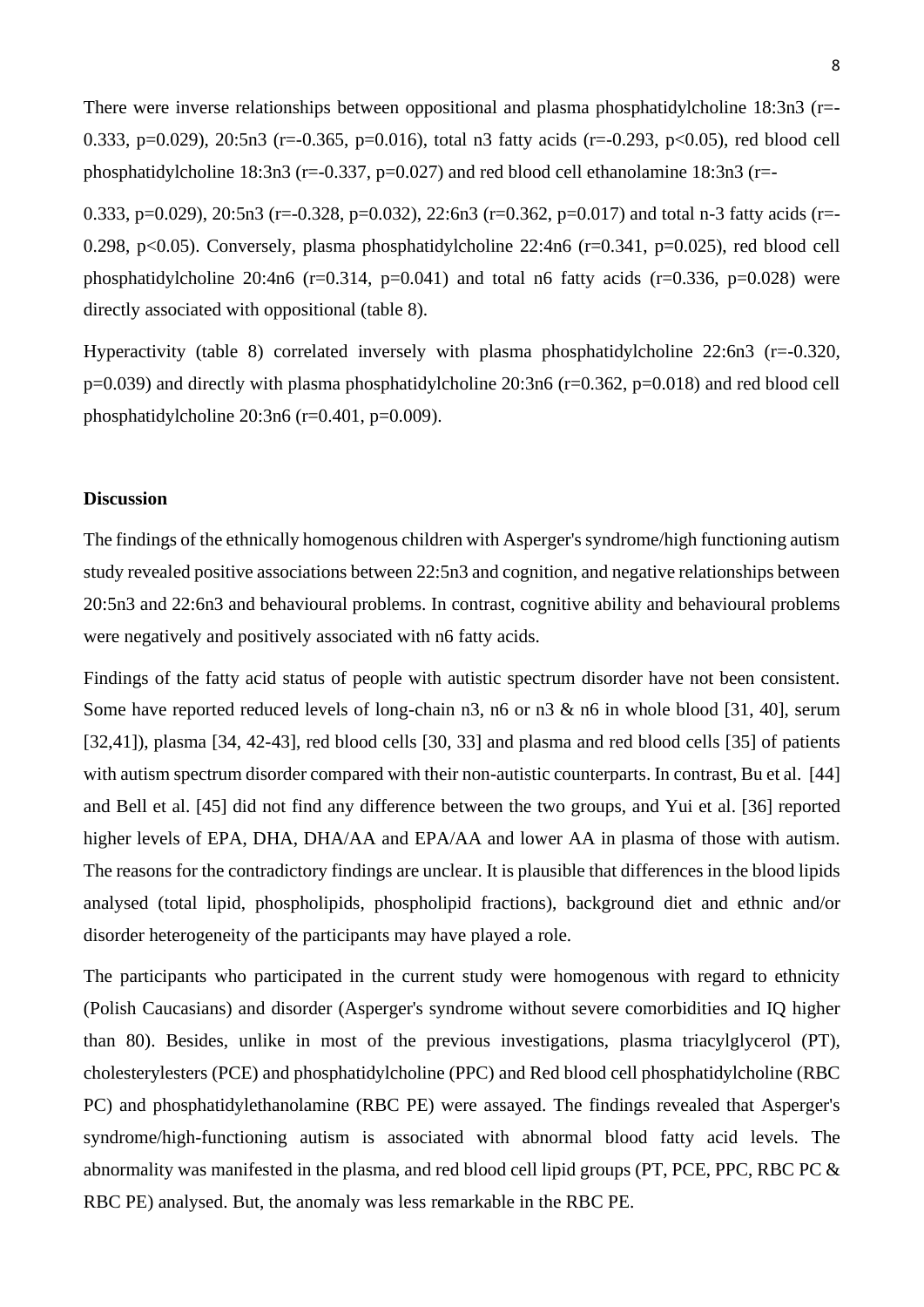There were inverse relationships between oppositional and plasma phosphatidylcholine 18:3n3 (r=-0.333, p=0.029), 20:5n3 (r=-0.365, p=0.016), total n3 fatty acids (r=-0.293, p<0.05), red blood cell phosphatidylcholine 18:3n3 (r=-0.337, p=0.027) and red blood cell ethanolamine 18:3n3 (r=-

0.333, p=0.029), 20:5n3 (r=-0.328, p=0.032), 22:6n3 (r=0.362, p=0.017) and total n-3 fatty acids (r=-0.298, p<0.05). Conversely, plasma phosphatidylcholine 22:4n6 (r=0.341, p=0.025), red blood cell phosphatidylcholine 20:4n6 (r=0.314, p=0.041) and total n6 fatty acids (r=0.336, p=0.028) were directly associated with oppositional (table 8).

Hyperactivity (table 8) correlated inversely with plasma phosphatidylcholine 22:6n3 (r=-0.320, p=0.039) and directly with plasma phosphatidylcholine 20:3n6 (r=0.362, p=0.018) and red blood cell phosphatidylcholine 20:3n6 (r=0.401, p=0.009).

## Discussion

The findings of the ethnically homogenous children with Asperger's syndrome/high functioning autism study revealed positive associations between 22:5n3 and cognition, and negative relationships between 20:5n3 and 22:6n3 and behavioural problems. In contrast, cognitive ability and behavioural problems were negatively and positively associated with n6 fatty acids.

Findings of the fatty acid status of people with autistic spectrum disorder have not been consistent. Some have reported reduced levels of long-chain n3, n6 or n3 & n6 in whole blood [31, 40], serum [32,41]), plasma [34, 42-43], red blood cells [30, 33] and plasma and red blood cells [35] of patients with autism spectrum disorder compared with their non-autistic counterparts. In contrast, Bu et al. [44] and Bell et al. [45] did not find any difference between the two groups, and Yui et al. [36] reported higher levels of EPA, DHA, DHA/AA and EPA/AA and lower AA in plasma of those with autism. The reasons for the contradictory findings are unclear. It is plausible that differences in the blood lipids analysed (total lipid, phospholipids, phospholipid fractions), background diet and ethnic and/or disorder heterogeneity of the participants may have played a role.

The participants who participated in the current study were homogenous with regard to ethnicity (Polish Caucasians) and disorder (Asperger's syndrome without severe comorbidities and IQ higher than 80). Besides, unlike in most of the previous investigations, plasma triacylglycerol (PT), cholesterylesters (PCE) and phosphatidylcholine (PPC) and Red blood cell phosphatidylcholine (RBC PC) and phosphatidylethanolamine (RBC PE) were assayed. The findings revealed that Asperger's syndrome/high-functioning autism is associated with abnormal blood fatty acid levels. The abnormality was manifested in the plasma, and red blood cell lipid groups (PT, PCE, PPC, RBC PC & RBC PE) analysed. But, the anomaly was less remarkable in the RBC PE.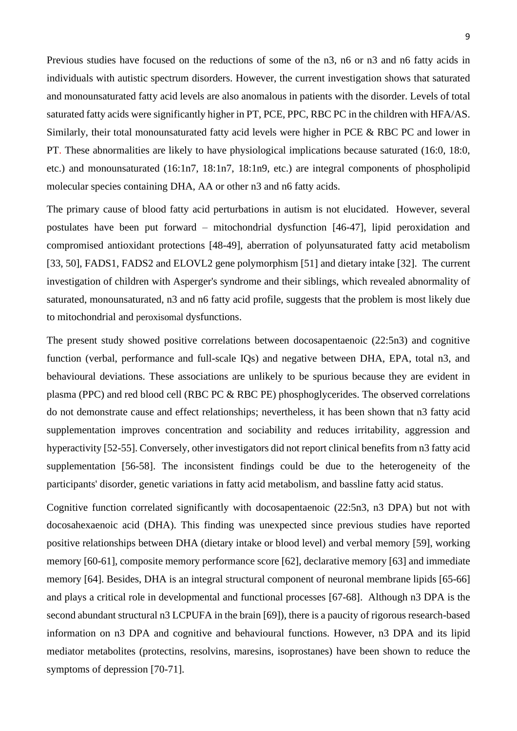Previous studies have focused on the reductions of some of the n3, n6 or n3 and n6 fatty acids in individuals with autistic spectrum disorders. However, the current investigation shows that saturated and monounsaturated fatty acid levels are also anomalous in patients with the disorder. Levels of total saturated fatty acids were significantly higher in PT, PCE, PPC, RBC PC in the children with HFA/AS. Similarly, their total monounsaturated fatty acid levels were higher in PCE & RBC PC and lower in PT. These abnormalities are likely to have physiological implications because saturated (16:0, 18:0, etc.) and monounsaturated (16:1n7, 18:1n7, 18:1n9, etc.) are integral components of phospholipid molecular species containing DHA, AA or other n3 and n6 fatty acids.

The primary cause of blood fatty acid perturbations in autism is not elucidated. However, several postulates have been put forward – mitochondrial dysfunction [46-47], lipid peroxidation and compromised antioxidant protections [48-49], aberration of polyunsaturated fatty acid metabolism [33, 50], FADS1, FADS2 and ELOVL2 gene polymorphism [51] and dietary intake [32]. The current investigation of children with Asperger's syndrome and their siblings, which revealed abnormality of saturated, monounsaturated, n3 and n6 fatty acid profile, suggests that the problem is most likely due to mitochondrial and peroxisomal dysfunctions.

The present study showed positive correlations between docosapentaenoic (22:5n3) and cognitive function (verbal, performance and full-scale IQs) and negative between DHA, EPA, total n3, and behavioural deviations. These associations are unlikely to be spurious because they are evident in plasma (PPC) and red blood cell (RBC PC & RBC PE) phosphoglycerides. The observed correlations do not demonstrate cause and effect relationships; nevertheless, it has been shown that n3 fatty acid supplementation improves concentration and sociability and reduces irritability, aggression and hyperactivity [52-55]. Conversely, other investigators did not report clinical benefits from n3 fatty acid supplementation [56-58]. The inconsistent findings could be due to the heterogeneity of the participants' disorder, genetic variations in fatty acid metabolism, and bassline fatty acid status.

Cognitive function correlated significantly with docosapentaenoic (22:5n3, n3 DPA) but not with docosahexaenoic acid (DHA). This finding was unexpected since previous studies have reported positive relationships between DHA (dietary intake or blood level) and verbal memory [59], working memory [60-61], composite memory performance score [62], declarative memory [63] and immediate memory [64]. Besides, DHA is an integral structural component of neuronal membrane lipids [65-66] and plays a critical role in developmental and functional processes [67-68]. Although n3 DPA is the second abundant structural n3 LCPUFA in the brain [69]), there is a paucity of rigorous research-based information on n3 DPA and cognitive and behavioural functions. However, n3 DPA and its lipid mediator metabolites (protectins, resolvins, maresins, isoprostanes) have been shown to reduce the symptoms of depression [70-71].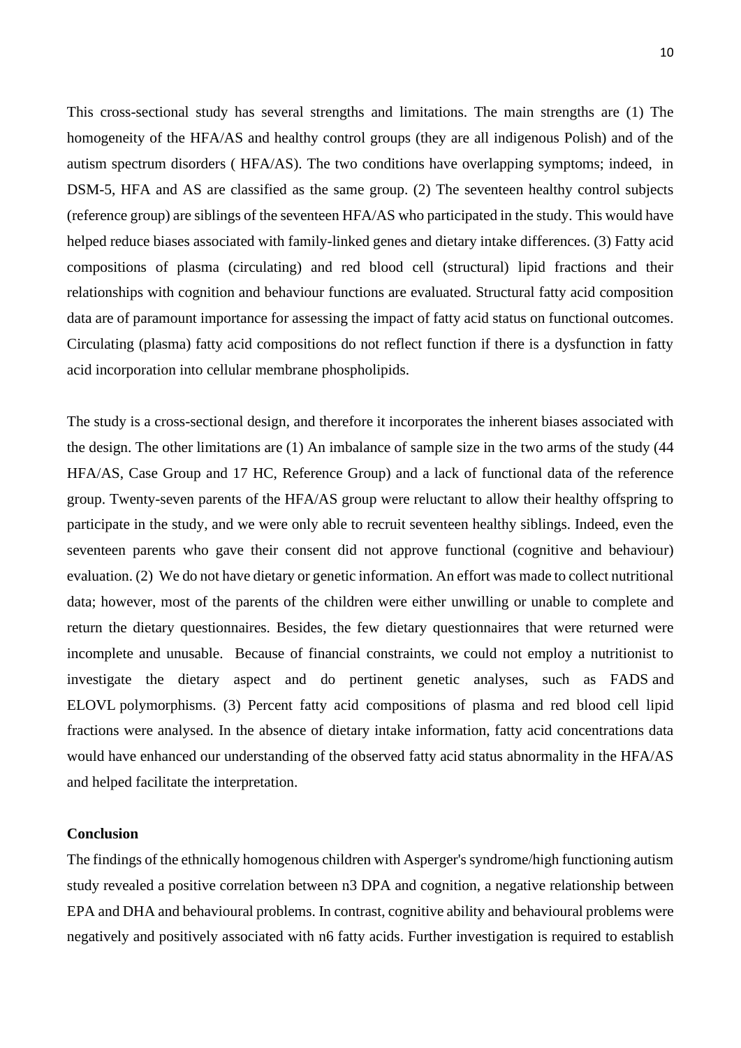This cross-sectional study has several strengths and limitations. The main strengths are (1) The homogeneity of the HFA/AS and healthy control groups (they are all indigenous Polish) and of the autism spectrum disorders ( HFA/AS). The two conditions have overlapping symptoms; indeed, in DSM-5, HFA and AS are classified as the same group. (2) The seventeen healthy control subjects (reference group) are siblings of the seventeen HFA/AS who participated in the study. This would have helped reduce biases associated with family-linked genes and dietary intake differences. (3) Fatty acid compositions of plasma (circulating) and red blood cell (structural) lipid fractions and their relationships with cognition and behaviour functions are evaluated. Structural fatty acid composition data are of paramount importance for assessing the impact of fatty acid status on functional outcomes. Circulating (plasma) fatty acid compositions do not reflect function if there is a dysfunction in fatty acid incorporation into cellular membrane phospholipids.

The study is a cross-sectional design, and therefore it incorporates the inherent biases associated with the design. The other limitations are (1) An imbalance of sample size in the two arms of the study (44 HFA/AS, Case Group and 17 HC, Reference Group) and a lack of functional data of the reference group. Twenty-seven parents of the HFA/AS group were reluctant to allow their healthy offspring to participate in the study, and we were only able to recruit seventeen healthy siblings. Indeed, even the seventeen parents who gave their consent did not approve functional (cognitive and behaviour) evaluation. (2) We do not have dietary or genetic information. An effort was made to collect nutritional data; however, most of the parents of the children were either unwilling or unable to complete and return the dietary questionnaires. Besides, the few dietary questionnaires that were returned were incomplete and unusable. Because of financial constraints, we could not employ a nutritionist to investigate the dietary aspect and do pertinent genetic analyses, such as FADS and ELOVL polymorphisms. (3) Percent fatty acid compositions of plasma and red blood cell lipid fractions were analysed. In the absence of dietary intake information, fatty acid concentrations data would have enhanced our understanding of the observed fatty acid status abnormality in the HFA/AS and helped facilitate the interpretation.

**Conclusion**

The findings of the ethnically homogenous children with Asperger's syndrome/high functioning autism study revealed a positive correlation between n3 DPA and cognition, a negative relationship between EPA and DHA and behavioural problems. In contrast, cognitive ability and behavioural problems were negatively and positively associated with n6 fatty acids. Further investigation is required to establish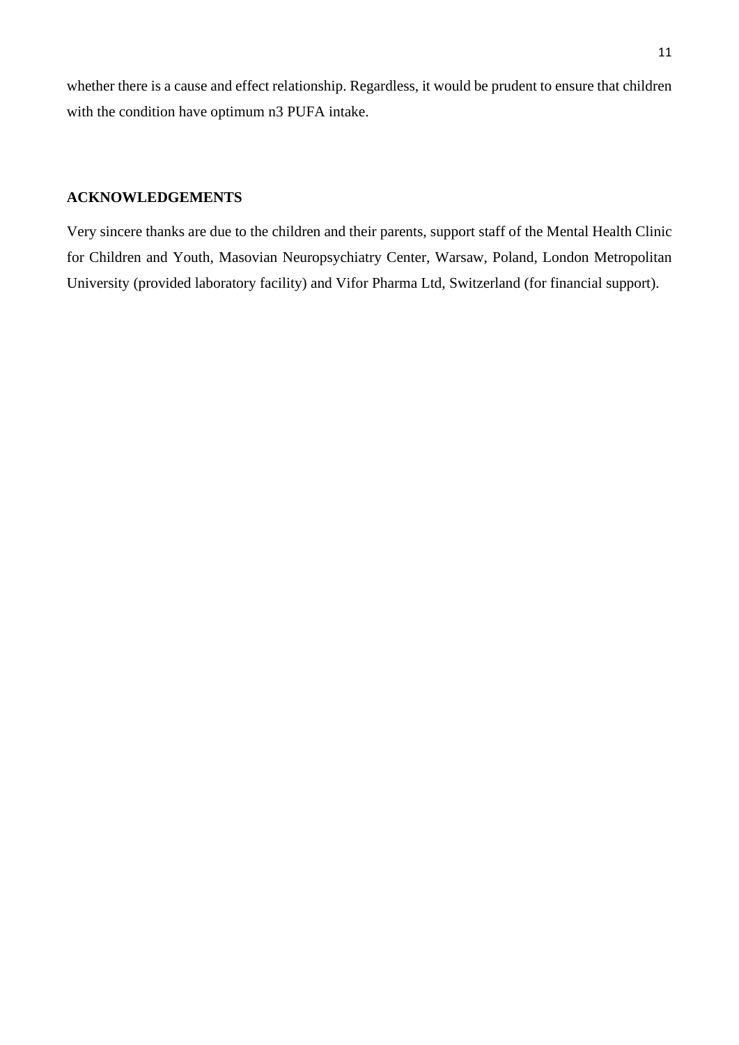whether there is a cause and effect relationship. Regardless, it would be prudent to ensure that children with the condition have optimum n3 PUFA intake.

## ACKNOWLEDGEMENTS

Very sincere thanks are due to the children and their parents, support staff of the Mental Health Clinic for Children and Youth, Masovian Neuropsychiatry Center, Warsaw, Poland, London Metropolitan University (provided laboratory facility) and Vifor Pharma Ltd, Switzerland (for financial support).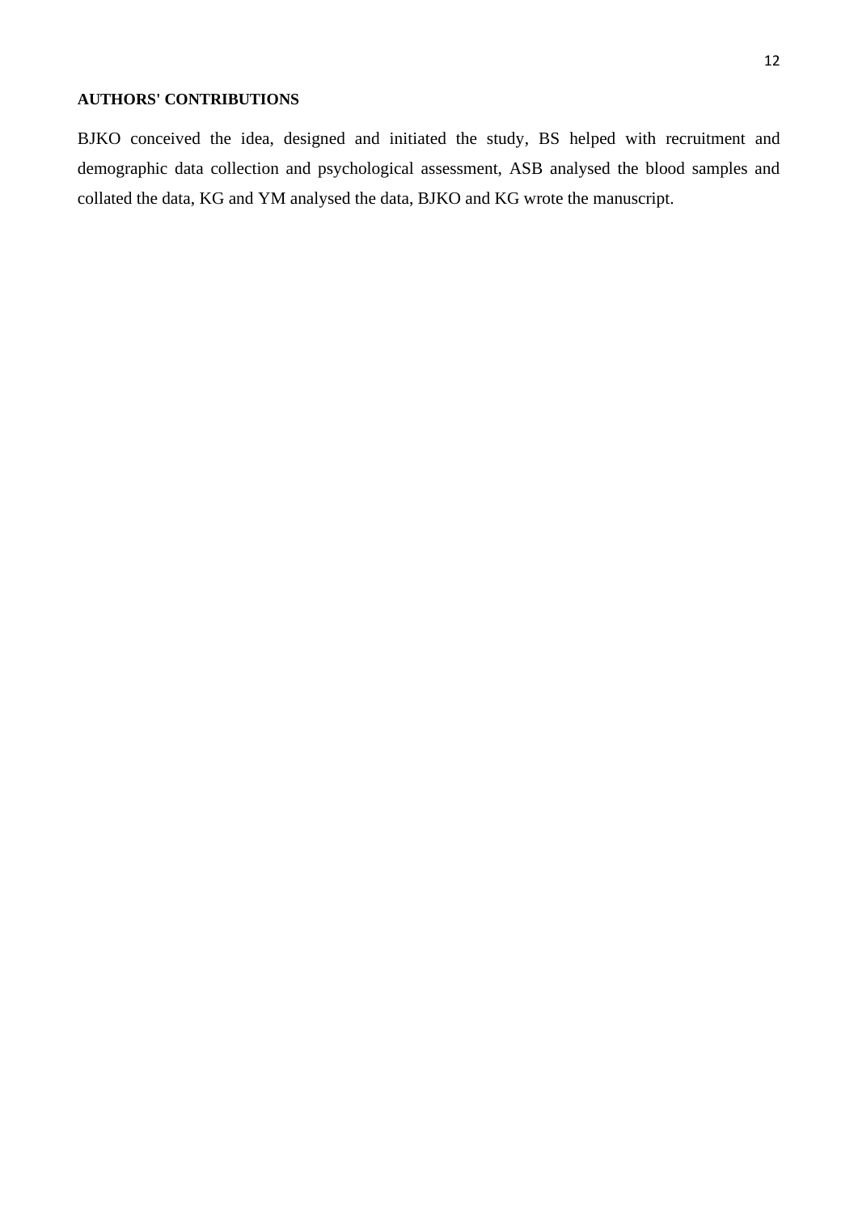## AUTHORS' CONTRIBUTIONS

BJKO conceived the idea, designed and initiated the study, BS helped with recruitment and demographic data collection and psychological assessment, ASB analysed the blood samples and collated the data, KG and YM analysed the data, BJKO and KG wrote the manuscript.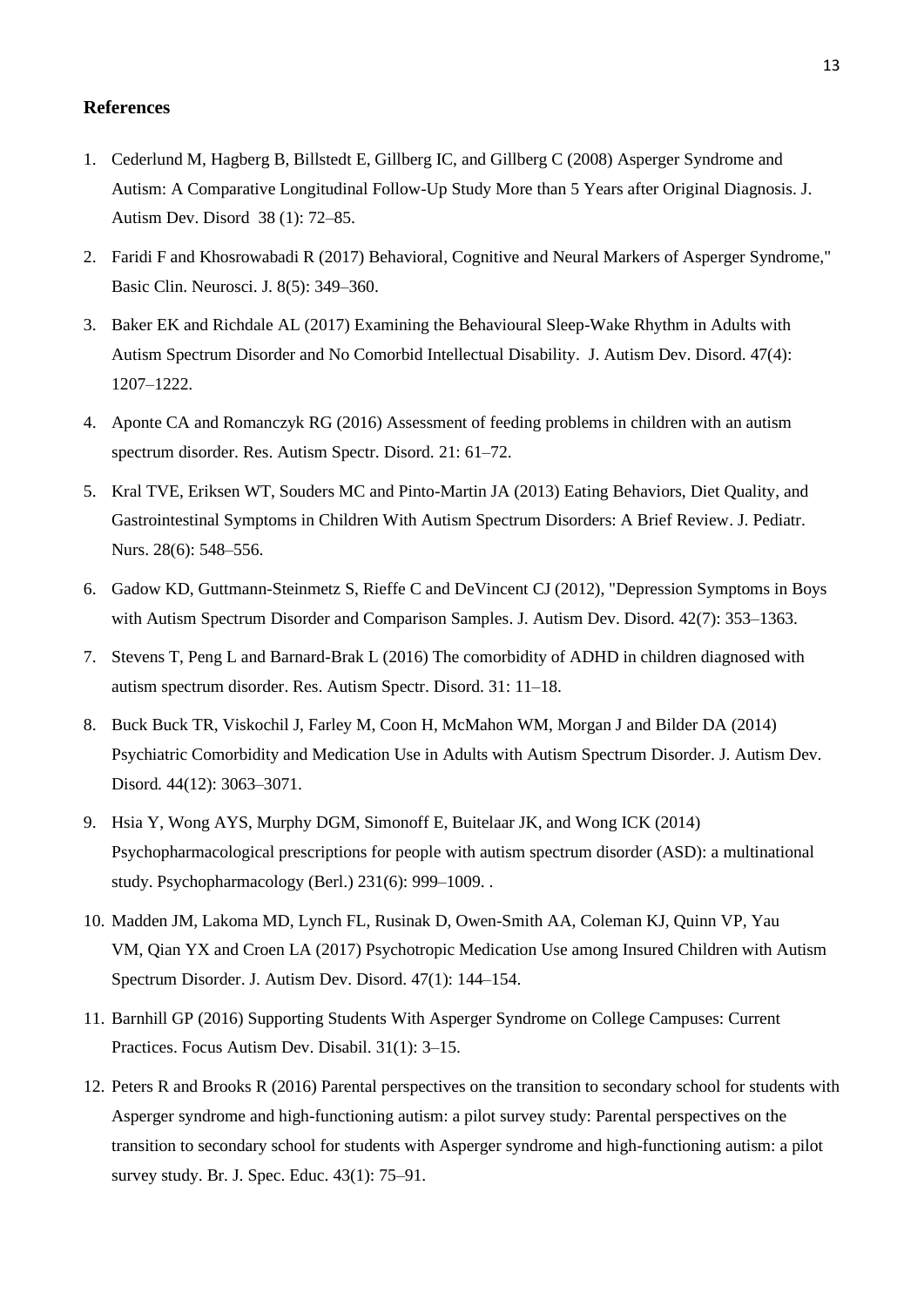## References

1. Cederlund M, Hagberg B, Billstedt E, Gillberg IC, and Gillberg C (2008) Asperger Syndrome and Autism: A Comparative Longitudinal Follow-Up Study More than 5 Years after Original Diagnosis. J. Autism Dev. Disord 38 (1): 72–85.
2. Faridi F and Khosrowabadi R (2017) Behavioral, Cognitive and Neural Markers of Asperger Syndrome," Basic Clin. Neurosci. J. 8(5): 349–360.
3. Baker EK and Richdale AL (2017) Examining the Behavioural Sleep-Wake Rhythm in Adults with Autism Spectrum Disorder and No Comorbid Intellectual Disability. J. Autism Dev. Disord. 47(4): 1207–1222.
4. Aponte CA and Romanczyk RG (2016) Assessment of feeding problems in children with an autism spectrum disorder. Res. Autism Spectr. Disord. 21: 61–72.
5. Kral TVE, Eriksen WT, Souders MC and Pinto-Martin JA (2013) Eating Behaviors, Diet Quality, and Gastrointestinal Symptoms in Children With Autism Spectrum Disorders: A Brief Review. J. Pediatr. Nurs. 28(6): 548–556.
6. Gadow KD, Guttmann-Steinmetz S, Rieffe C and DeVincent CJ (2012), "Depression Symptoms in Boys with Autism Spectrum Disorder and Comparison Samples. J. Autism Dev. Disord. 42(7): 353–1363.
7. Stevens T, Peng L and Barnard-Brak L (2016) The comorbidity of ADHD in children diagnosed with autism spectrum disorder. Res. Autism Spectr. Disord. 31: 11–18.
8. Buck Buck TR, Viskochil J, Farley M, Coon H, McMahon WM, Morgan J and Bilder DA (2014) Psychiatric Comorbidity and Medication Use in Adults with Autism Spectrum Disorder. J. Autism Dev. Disord. 44(12): 3063–3071.
9. Hsia Y, Wong AYS, Murphy DGM, Simonoff E, Buitelaar JK, and Wong ICK (2014) Psychopharmacological prescriptions for people with autism spectrum disorder (ASD): a multinational study. Psychopharmacology (Berl.) 231(6): 999–1009. .
10. Madden JM, Lakoma MD, Lynch FL, Rusinak D, Owen-Smith AA, Coleman KJ, Quinn VP, Yau VM, Qian YX and Croen LA (2017) Psychotropic Medication Use among Insured Children with Autism Spectrum Disorder. J. Autism Dev. Disord. 47(1): 144–154.
11. Barnhill GP (2016) Supporting Students With Asperger Syndrome on College Campuses: Current Practices. Focus Autism Dev. Disabil. 31(1): 3–15.
12. Peters R and Brooks R (2016) Parental perspectives on the transition to secondary school for students with Asperger syndrome and high-functioning autism: a pilot survey study: Parental perspectives on the transition to secondary school for students with Asperger syndrome and high-functioning autism: a pilot survey study. Br. J. Spec. Educ. 43(1): 75–91.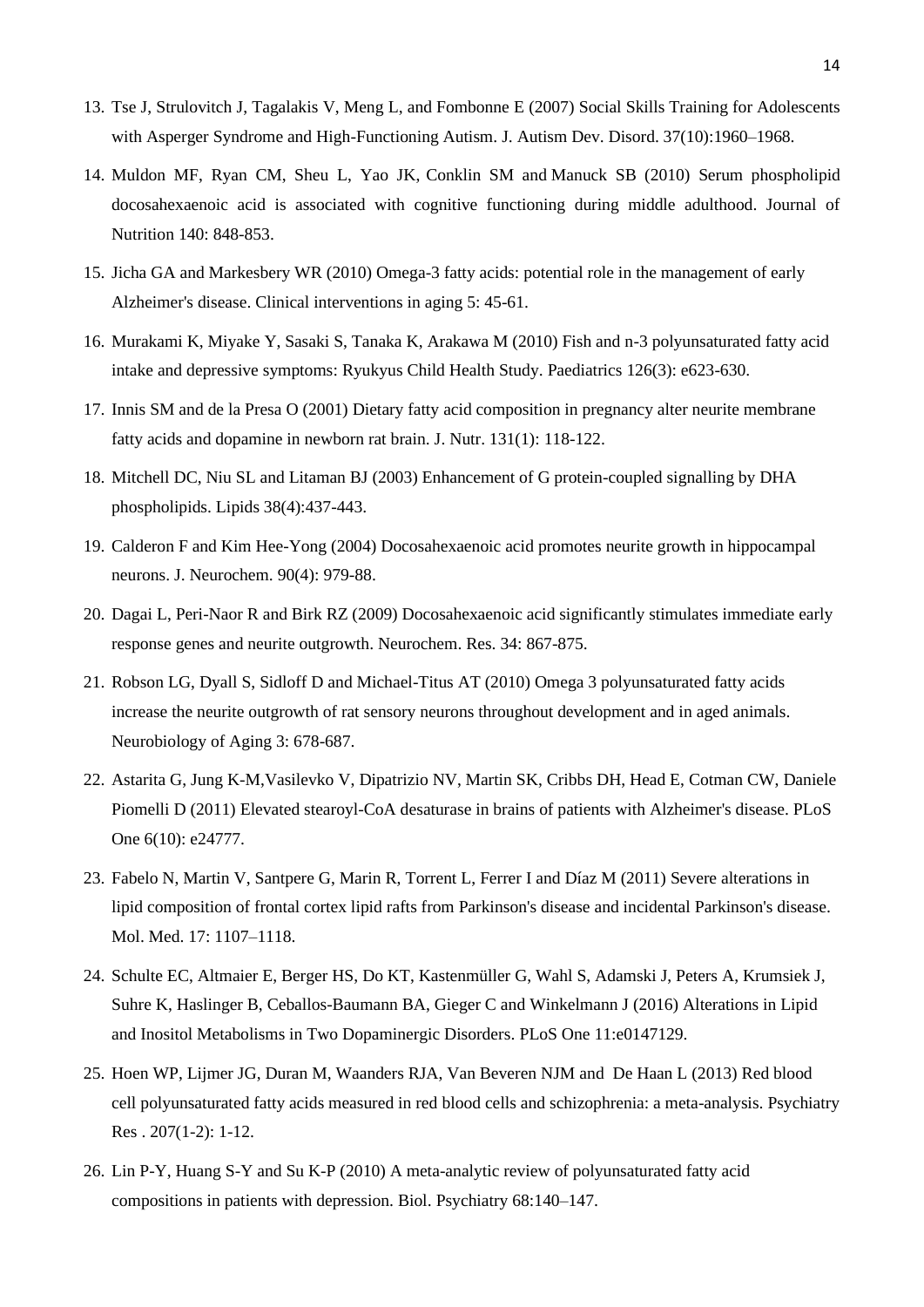13. Tse J, Strulovitch J, Tagalakis V, Meng L, and Fombonne E (2007) Social Skills Training for Adolescents with Asperger Syndrome and High-Functioning Autism. J. Autism Dev. Disord. 37(10):1960–1968.

14. Muldon MF, Ryan CM, Sheu L, Yao JK, Conklin SM and Manuck SB (2010) Serum phospholipid docosahexaenoic acid is associated with cognitive functioning during middle adulthood. Journal of Nutrition 140: 848-853.

15. Jicha GA and Markesbery WR (2010) Omega-3 fatty acids: potential role in the management of early Alzheimer's disease. Clinical interventions in aging 5: 45-61.

16. Murakami K, Miyake Y, Sasaki S, Tanaka K, Arakawa M (2010) Fish and n-3 polyunsaturated fatty acid intake and depressive symptoms: Ryukyus Child Health Study. Paediatrics 126(3): e623-630.

17. Innis SM and de la Presa O (2001) Dietary fatty acid composition in pregnancy alter neurite membrane fatty acids and dopamine in newborn rat brain. J. Nutr. 131(1): 118-122.

18. Mitchell DC, Niu SL and Litaman BJ (2003) Enhancement of G protein-coupled signalling by DHA phospholipids. Lipids 38(4):437-443.

19. Calderon F and Kim Hee-Yong (2004) Docosahexaenoic acid promotes neurite growth in hippocampal neurons. J. Neurochem. 90(4): 979-88.

20. Dagai L, Peri-Naor R and Birk RZ (2009) Docosahexaenoic acid significantly stimulates immediate early response genes and neurite outgrowth. Neurochem. Res. 34: 867-875.

21. Robson LG, Dyall S, Sidloff D and Michael-Titus AT (2010) Omega 3 polyunsaturated fatty acids increase the neurite outgrowth of rat sensory neurons throughout development and in aged animals. Neurobiology of Aging 3: 678-687.

22. Astarita G, Jung K-M,Vasilevko V, Dipatrizio NV, Martin SK, Cribbs DH, Head E, Cotman CW, Daniele Piomelli D (2011) Elevated stearoyl-CoA desaturase in brains of patients with Alzheimer's disease. PLoS One 6(10): e24777.

23. Fabelo N, Martin V, Santpere G, Marin R, Torrent L, Ferrer I and Díaz M (2011) Severe alterations in lipid composition of frontal cortex lipid rafts from Parkinson's disease and incidental Parkinson's disease. Mol. Med. 17: 1107–1118.

24. Schulte EC, Altmaier E, Berger HS, Do KT, Kastenmüller G, Wahl S, Adamski J, Peters A, Krumsiek J, Suhre K, Haslinger B, Ceballos-Baumann BA, Gieger C and Winkelmann J (2016) Alterations in Lipid and Inositol Metabolisms in Two Dopaminergic Disorders. PLoS One 11:e0147129.

25. Hoen WP, Lijmer JG, Duran M, Waanders RJA, Van Beveren NJM and De Haan L (2013) Red blood cell polyunsaturated fatty acids measured in red blood cells and schizophrenia: a meta-analysis. Psychiatry Res . 207(1-2): 1-12.

26. Lin P-Y, Huang S-Y and Su K-P (2010) A meta-analytic review of polyunsaturated fatty acid compositions in patients with depression. Biol. Psychiatry 68:140–147.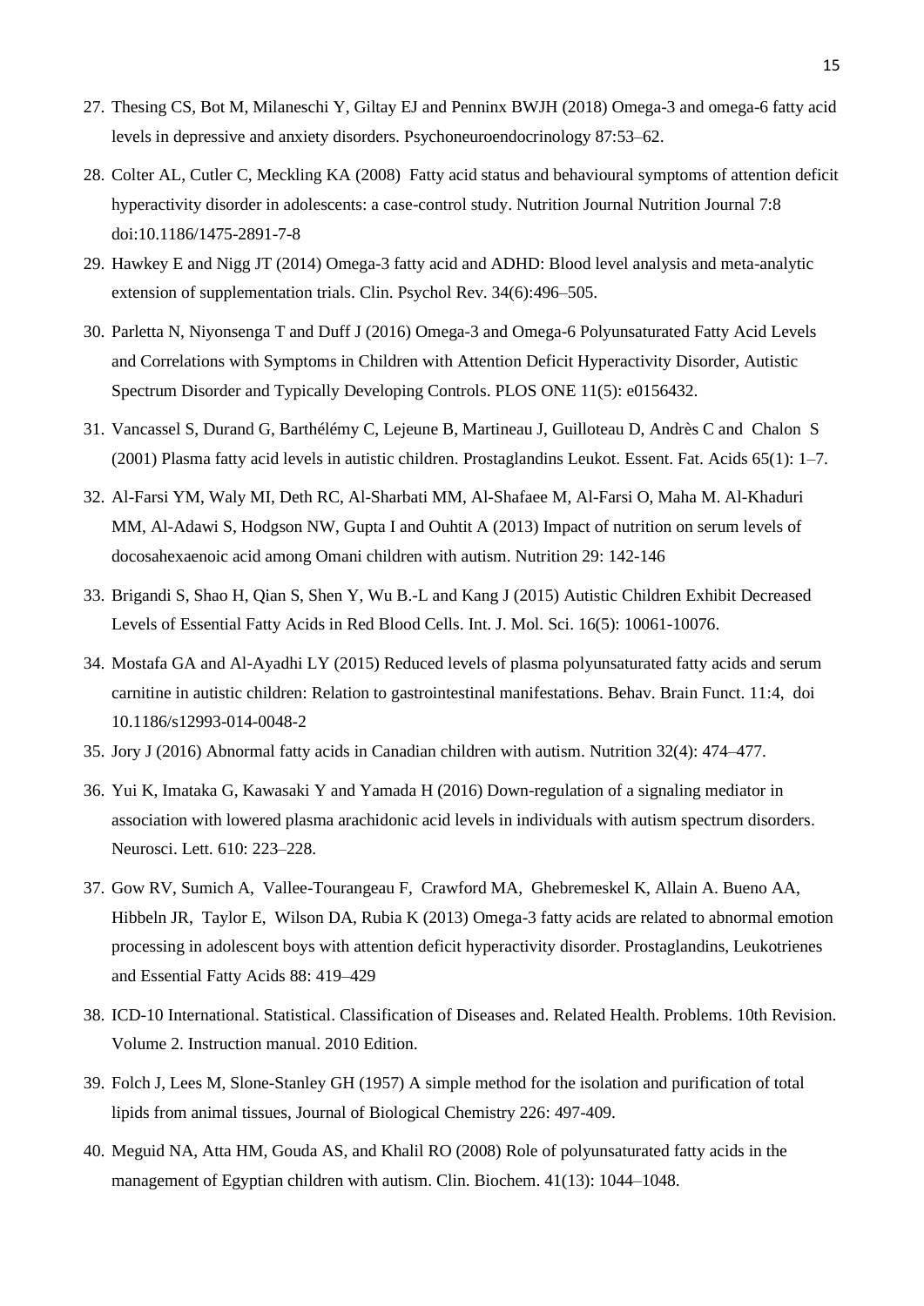27. Thesing CS, Bot M, Milaneschi Y, Giltay EJ and Penninx BWJH (2018) Omega-3 and omega-6 fatty acid levels in depressive and anxiety disorders. Psychoneuroendocrinology 87:53–62.
28. Colter AL, Cutler C, Meckling KA (2008) Fatty acid status and behavioural symptoms of attention deficit hyperactivity disorder in adolescents: a case-control study. Nutrition Journal Nutrition Journal 7:8 doi:10.1186/1475-2891-7-8
29. Hawkey E and Nigg JT (2014) Omega-3 fatty acid and ADHD: Blood level analysis and meta-analytic extension of supplementation trials. Clin. Psychol Rev. 34(6):496–505.
30. Parletta N, Niyonsenga T and Duff J (2016) Omega-3 and Omega-6 Polyunsaturated Fatty Acid Levels and Correlations with Symptoms in Children with Attention Deficit Hyperactivity Disorder, Autistic Spectrum Disorder and Typically Developing Controls. PLOS ONE 11(5): e0156432.
31. Vancassel S, Durand G, Barthélémy C, Lejeune B, Martineau J, Guilloteau D, Andrès C and Chalon S (2001) Plasma fatty acid levels in autistic children. Prostaglandins Leukot. Essent. Fat. Acids 65(1): 1–7.
32. Al-Farsi YM, Waly MI, Deth RC, Al-Sharbati MM, Al-Shafaee M, Al-Farsi O, Maha M. Al-Khaduri MM, Al-Adawi S, Hodgson NW, Gupta I and Ouhtit A (2013) Impact of nutrition on serum levels of docosahexaenoic acid among Omani children with autism. Nutrition 29: 142-146
33. Brigandi S, Shao H, Qian S, Shen Y, Wu B.-L and Kang J (2015) Autistic Children Exhibit Decreased Levels of Essential Fatty Acids in Red Blood Cells. Int. J. Mol. Sci. 16(5): 10061-10076.
34. Mostafa GA and Al-Ayadhi LY (2015) Reduced levels of plasma polyunsaturated fatty acids and serum carnitine in autistic children: Relation to gastrointestinal manifestations. Behav. Brain Funct. 11:4, doi 10.1186/s12993-014-0048-2
35. Jory J (2016) Abnormal fatty acids in Canadian children with autism. Nutrition 32(4): 474–477.
36. Yui K, Imataka G, Kawasaki Y and Yamada H (2016) Down-regulation of a signaling mediator in association with lowered plasma arachidonic acid levels in individuals with autism spectrum disorders. Neurosci. Lett. 610: 223–228.
37. Gow RV, Sumich A, Vallee-Tourangeau F, Crawford MA, Ghebremeskel K, Allain A. Bueno AA, Hibbeln JR, Taylor E, Wilson DA, Rubia K (2013) Omega-3 fatty acids are related to abnormal emotion processing in adolescent boys with attention deficit hyperactivity disorder. Prostaglandins, Leukotrienes and Essential Fatty Acids 88: 419–429
38. ICD-10 International. Statistical. Classification of Diseases and. Related Health. Problems. 10th Revision. Volume 2. Instruction manual. 2010 Edition.
39. Folch J, Lees M, Slone-Stanley GH (1957) A simple method for the isolation and purification of total lipids from animal tissues, Journal of Biological Chemistry 226: 497-409.
40. Meguid NA, Atta HM, Gouda AS, and Khalil RO (2008) Role of polyunsaturated fatty acids in the management of Egyptian children with autism. Clin. Biochem. 41(13): 1044–1048.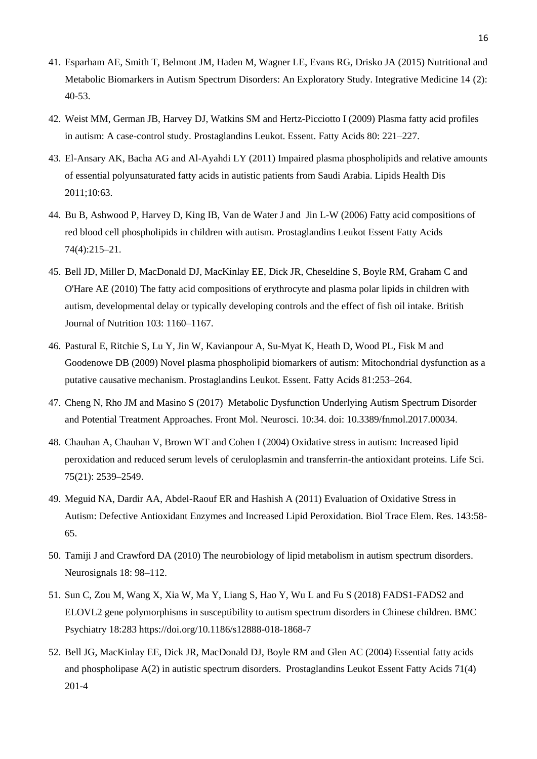41. Esparham AE, Smith T, Belmont JM, Haden M, Wagner LE, Evans RG, Drisko JA (2015) Nutritional and Metabolic Biomarkers in Autism Spectrum Disorders: An Exploratory Study. Integrative Medicine 14 (2): 40-53.

42. Weist MM, German JB, Harvey DJ, Watkins SM and Hertz-Picciotto I (2009) Plasma fatty acid profiles in autism: A case-control study. Prostaglandins Leukot. Essent. Fatty Acids 80: 221–227.

43. El-Ansary AK, Bacha AG and Al-Ayahdi LY (2011) Impaired plasma phospholipids and relative amounts of essential polyunsaturated fatty acids in autistic patients from Saudi Arabia. Lipids Health Dis 2011;10:63.

44. Bu B, Ashwood P, Harvey D, King IB, Van de Water J and Jin L-W (2006) Fatty acid compositions of red blood cell phospholipids in children with autism. Prostaglandins Leukot Essent Fatty Acids 74(4):215–21.

45. Bell JD, Miller D, MacDonald DJ, MacKinlay EE, Dick JR, Cheseldine S, Boyle RM, Graham C and O'Hare AE (2010) The fatty acid compositions of erythrocyte and plasma polar lipids in children with autism, developmental delay or typically developing controls and the effect of fish oil intake. British Journal of Nutrition 103: 1160–1167.

46. Pastural E, Ritchie S, Lu Y, Jin W, Kavianpour A, Su-Myat K, Heath D, Wood PL, Fisk M and Goodenowe DB (2009) Novel plasma phospholipid biomarkers of autism: Mitochondrial dysfunction as a putative causative mechanism. Prostaglandins Leukot. Essent. Fatty Acids 81:253–264.

47. Cheng N, Rho JM and Masino S (2017) Metabolic Dysfunction Underlying Autism Spectrum Disorder and Potential Treatment Approaches. Front Mol. Neurosci. 10:34. doi: 10.3389/fnmol.2017.00034.

48. Chauhan A, Chauhan V, Brown WT and Cohen I (2004) Oxidative stress in autism: Increased lipid peroxidation and reduced serum levels of ceruloplasmin and transferrin-the antioxidant proteins. Life Sci. 75(21): 2539–2549.

49. Meguid NA, Dardir AA, Abdel-Raouf ER and Hashish A (2011) Evaluation of Oxidative Stress in Autism: Defective Antioxidant Enzymes and Increased Lipid Peroxidation. Biol Trace Elem. Res. 143:58-65.

50. Tamiji J and Crawford DA (2010) The neurobiology of lipid metabolism in autism spectrum disorders. Neurosignals 18: 98–112.

51. Sun C, Zou M, Wang X, Xia W, Ma Y, Liang S, Hao Y, Wu L and Fu S (2018) FADS1-FADS2 and ELOVL2 gene polymorphisms in susceptibility to autism spectrum disorders in Chinese children. BMC Psychiatry 18:283 https://doi.org/10.1186/s12888-018-1868-7

52. Bell JG, MacKinlay EE, Dick JR, MacDonald DJ, Boyle RM and Glen AC (2004) Essential fatty acids and phospholipase A(2) in autistic spectrum disorders. Prostaglandins Leukot Essent Fatty Acids 71(4) 201-4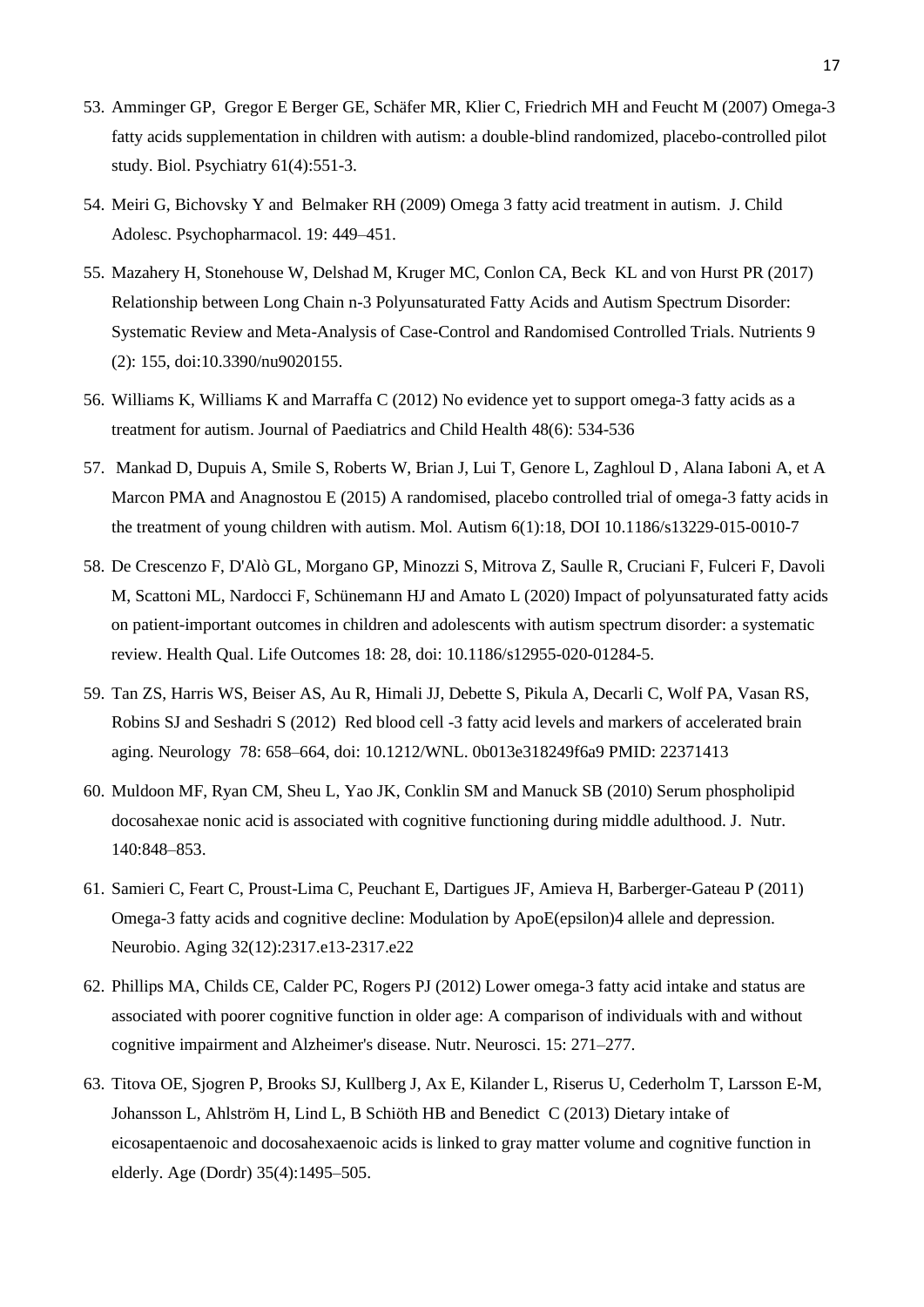53. Amminger GP, Gregor E Berger GE, Schäfer MR, Klier C, Friedrich MH and Feucht M (2007) Omega-3 fatty acids supplementation in children with autism: a double-blind randomized, placebo-controlled pilot study. Biol. Psychiatry 61(4):551-3.

54. Meiri G, Bichovsky Y and Belmaker RH (2009) Omega 3 fatty acid treatment in autism. J. Child Adolesc. Psychopharmacol. 19: 449–451.

55. Mazahery H, Stonehouse W, Delshad M, Kruger MC, Conlon CA, Beck KL and von Hurst PR (2017) Relationship between Long Chain n-3 Polyunsaturated Fatty Acids and Autism Spectrum Disorder: Systematic Review and Meta-Analysis of Case-Control and Randomised Controlled Trials. Nutrients 9 (2): 155, doi:10.3390/nu9020155.

56. Williams K, Williams K and Marraffa C (2012) No evidence yet to support omega-3 fatty acids as a treatment for autism. Journal of Paediatrics and Child Health 48(6): 534-536

57. Mankad D, Dupuis A, Smile S, Roberts W, Brian J, Lui T, Genore L, Zaghloul D , Alana Iaboni A, et A Marcon PMA and Anagnostou E (2015) A randomised, placebo controlled trial of omega-3 fatty acids in the treatment of young children with autism. Mol. Autism 6(1):18, DOI 10.1186/s13229-015-0010-7

58. De Crescenzo F, D'Alò GL, Morgano GP, Minozzi S, Mitrova Z, Saulle R, Cruciani F, Fulceri F, Davoli M, Scattoni ML, Nardocci F, Schünemann HJ and Amato L (2020) Impact of polyunsaturated fatty acids on patient-important outcomes in children and adolescents with autism spectrum disorder: a systematic review. Health Qual. Life Outcomes 18: 28, doi: 10.1186/s12955-020-01284-5.

59. Tan ZS, Harris WS, Beiser AS, Au R, Himali JJ, Debette S, Pikula A, Decarli C, Wolf PA, Vasan RS, Robins SJ and Seshadri S (2012) Red blood cell -3 fatty acid levels and markers of accelerated brain aging. Neurology 78: 658–664, doi: 10.1212/WNL. 0b013e318249f6a9 PMID: 22371413

60. Muldoon MF, Ryan CM, Sheu L, Yao JK, Conklin SM and Manuck SB (2010) Serum phospholipid docosahexae nonic acid is associated with cognitive functioning during middle adulthood. J. Nutr. 140:848–853.

61. Samieri C, Feart C, Proust-Lima C, Peuchant E, Dartigues JF, Amieva H, Barberger-Gateau P (2011) Omega-3 fatty acids and cognitive decline: Modulation by ApoE(epsilon)4 allele and depression. Neurobio. Aging 32(12):2317.e13-2317.e22

62. Phillips MA, Childs CE, Calder PC, Rogers PJ (2012) Lower omega-3 fatty acid intake and status are associated with poorer cognitive function in older age: A comparison of individuals with and without cognitive impairment and Alzheimer's disease. Nutr. Neurosci. 15: 271–277.

63. Titova OE, Sjogren P, Brooks SJ, Kullberg J, Ax E, Kilander L, Riserus U, Cederholm T, Larsson E-M, Johansson L, Ahlström H, Lind L, B Schiöth HB and Benedict C (2013) Dietary intake of eicosapentaenoic and docosahexaenoic acids is linked to gray matter volume and cognitive function in elderly. Age (Dordr) 35(4):1495–505.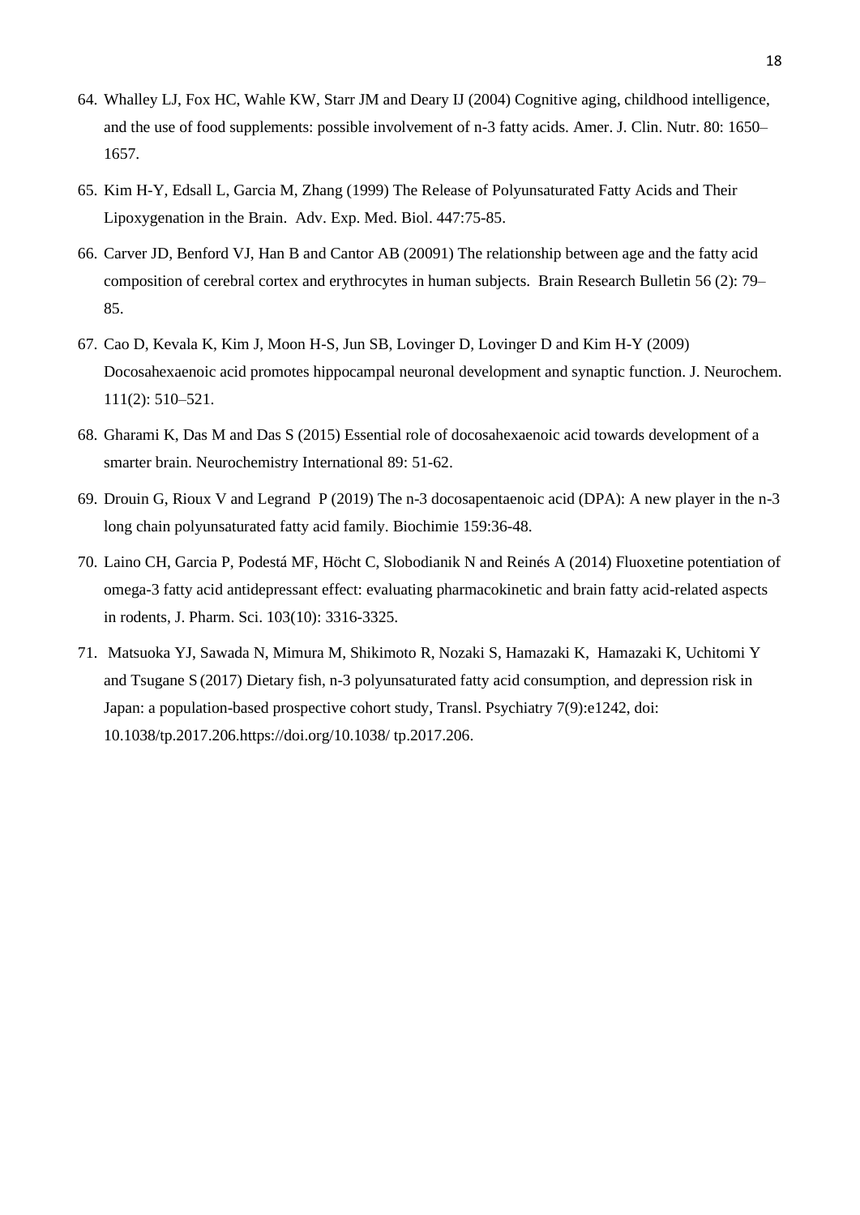64. Whalley LJ, Fox HC, Wahle KW, Starr JM and Deary IJ (2004) Cognitive aging, childhood intelligence, and the use of food supplements: possible involvement of n-3 fatty acids. Amer. J. Clin. Nutr. 80: 1650–1657.

65. Kim H-Y, Edsall L, Garcia M, Zhang (1999) The Release of Polyunsaturated Fatty Acids and Their Lipoxygenation in the Brain. Adv. Exp. Med. Biol. 447:75-85.

66. Carver JD, Benford VJ, Han B and Cantor AB (20091) The relationship between age and the fatty acid composition of cerebral cortex and erythrocytes in human subjects. Brain Research Bulletin 56 (2): 79–85.

67. Cao D, Kevala K, Kim J, Moon H-S, Jun SB, Lovinger D, Lovinger D and Kim H-Y (2009) Docosahexaenoic acid promotes hippocampal neuronal development and synaptic function. J. Neurochem. 111(2): 510–521.

68. Gharami K, Das M and Das S (2015) Essential role of docosahexaenoic acid towards development of a smarter brain. Neurochemistry International 89: 51-62.

69. Drouin G, Rioux V and Legrand P (2019) The n-3 docosapentaenoic acid (DPA): A new player in the n-3 long chain polyunsaturated fatty acid family. Biochimie 159:36-48.

70. Laino CH, Garcia P, Podestá MF, Höcht C, Slobodianik N and Reinés A (2014) Fluoxetine potentiation of omega-3 fatty acid antidepressant effect: evaluating pharmacokinetic and brain fatty acid-related aspects in rodents, J. Pharm. Sci. 103(10): 3316-3325.

71. Matsuoka YJ, Sawada N, Mimura M, Shikimoto R, Nozaki S, Hamazaki K, Hamazaki K, Uchitomi Y and Tsugane S (2017) Dietary fish, n-3 polyunsaturated fatty acid consumption, and depression risk in Japan: a population-based prospective cohort study, Transl. Psychiatry 7(9):e1242, doi: 10.1038/tp.2017.206.https://doi.org/10.1038/ tp.2017.206.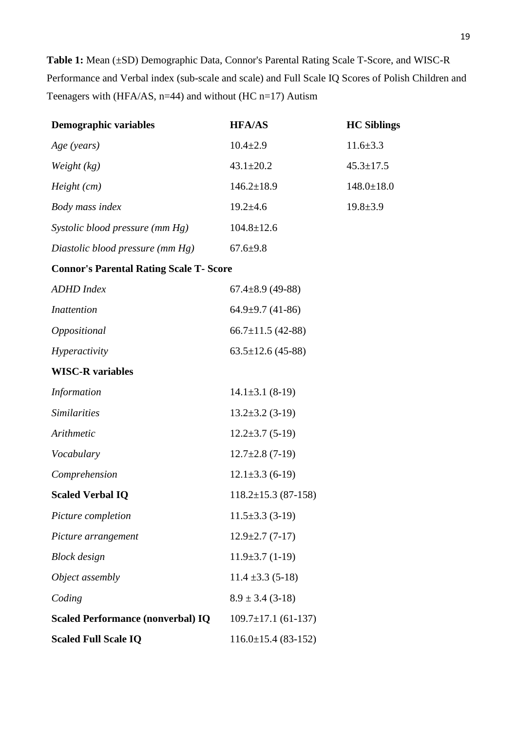**Table 1:** Mean (±SD) Demographic Data, Connor's Parental Rating Scale T-Score, and WISC-R Performance and Verbal index (sub-scale and scale) and Full Scale IQ Scores of Polish Children and Teenagers with (HFA/AS, n=44) and without (HC n=17) Autism

| **Demographic variables** | **HFA/AS** | **HC Siblings** |
|---|---|---|
| *Age (years)* | 10.4±2.9 | 11.6±3.3 |
| *Weight (kg)* | 43.1±20.2 | 45.3±17.5 |
| *Height (cm)* | 146.2±18.9 | 148.0±18.0 |
| *Body mass index* | 19.2±4.6 | 19.8±3.9 |
| *Systolic blood pressure (mm Hg)* | 104.8±12.6 | |
| *Diastolic blood pressure (mm Hg)* | 67.6±9.8 | |
| **Connor's Parental Rating Scale T- Score** | | |
| *ADHD Index* | 67.4±8.9 (49-88) | |
| *Inattention* | 64.9±9.7 (41-86) | |
| *Oppositional* | 66.7±11.5 (42-88) | |
| *Hyperactivity* | 63.5±12.6 (45-88) | |
| **WISC-R variables** | | |
| *Information* | 14.1±3.1 (8-19) | |
| *Similarities* | 13.2±3.2 (3-19) | |
| *Arithmetic* | 12.2±3.7 (5-19) | |
| *Vocabulary* | 12.7±2.8 (7-19) | |
| *Comprehension* | 12.1±3.3 (6-19) | |
| **Scaled Verbal IQ** | 118.2±15.3 (87-158) | |
| *Picture completion* | 11.5±3.3 (3-19) | |
| *Picture arrangement* | 12.9±2.7 (7-17) | |
| *Block design* | 11.9±3.7 (1-19) | |
| *Object assembly* | 11.4 ±3.3 (5-18) | |
| *Coding* | 8.9 ± 3.4 (3-18) | |
| **Scaled Performance (nonverbal) IQ** | 109.7±17.1 (61-137) | |
| **Scaled Full Scale IQ** | 116.0±15.4 (83-152) | |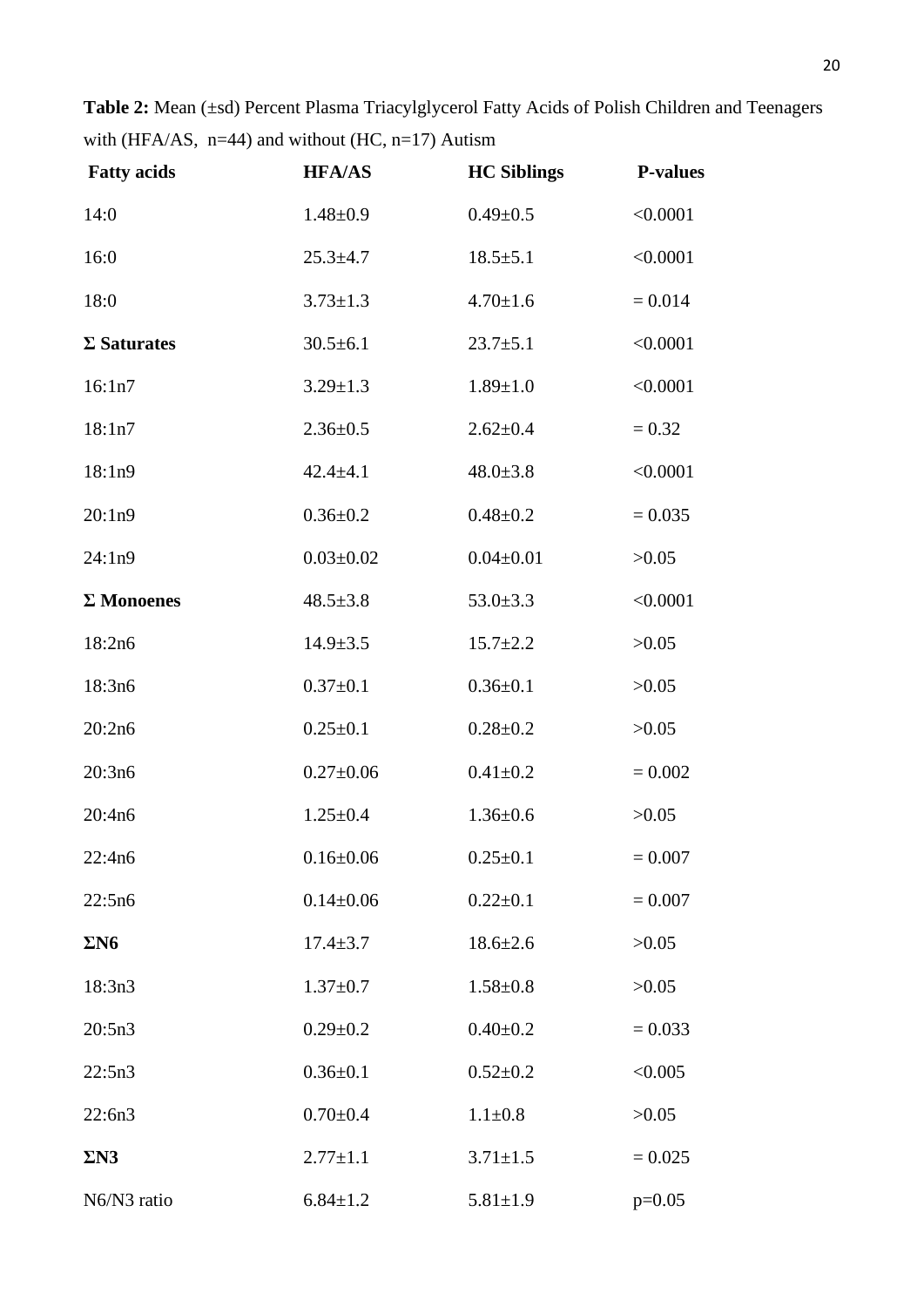**Table 2:** Mean (±sd) Percent Plasma Triacylglycerol Fatty Acids of Polish Children and Teenagers with (HFA/AS, n=44) and without (HC, n=17) Autism

| **Fatty acids** | **HFA/AS** | **HC Siblings** | **P-values** |
|---|---|---|---|
| 14:0 | 1.48±0.9 | 0.49±0.5 | <0.0001 |
| 16:0 | 25.3±4.7 | 18.5±5.1 | <0.0001 |
| 18:0 | 3.73±1.3 | 4.70±1.6 | = 0.014 |
| **Σ Saturates** | 30.5±6.1 | 23.7±5.1 | <0.0001 |
| 16:1n7 | 3.29±1.3 | 1.89±1.0 | <0.0001 |
| 18:1n7 | 2.36±0.5 | 2.62±0.4 | = 0.32 |
| 18:1n9 | 42.4±4.1 | 48.0±3.8 | <0.0001 |
| 20:1n9 | 0.36±0.2 | 0.48±0.2 | = 0.035 |
| 24:1n9 | 0.03±0.02 | 0.04±0.01 | >0.05 |
| **Σ Monoenes** | 48.5±3.8 | 53.0±3.3 | <0.0001 |
| 18:2n6 | 14.9±3.5 | 15.7±2.2 | >0.05 |
| 18:3n6 | 0.37±0.1 | 0.36±0.1 | >0.05 |
| 20:2n6 | 0.25±0.1 | 0.28±0.2 | >0.05 |
| 20:3n6 | 0.27±0.06 | 0.41±0.2 | = 0.002 |
| 20:4n6 | 1.25±0.4 | 1.36±0.6 | >0.05 |
| 22:4n6 | 0.16±0.06 | 0.25±0.1 | = 0.007 |
| 22:5n6 | 0.14±0.06 | 0.22±0.1 | = 0.007 |
| **ΣN6** | 17.4±3.7 | 18.6±2.6 | >0.05 |
| 18:3n3 | 1.37±0.7 | 1.58±0.8 | >0.05 |
| 20:5n3 | 0.29±0.2 | 0.40±0.2 | = 0.033 |
| 22:5n3 | 0.36±0.1 | 0.52±0.2 | <0.005 |
| 22:6n3 | 0.70±0.4 | 1.1±0.8 | >0.05 |
| **ΣN3** | 2.77±1.1 | 3.71±1.5 | = 0.025 |
| N6/N3 ratio | 6.84±1.2 | 5.81±1.9 | p=0.05 |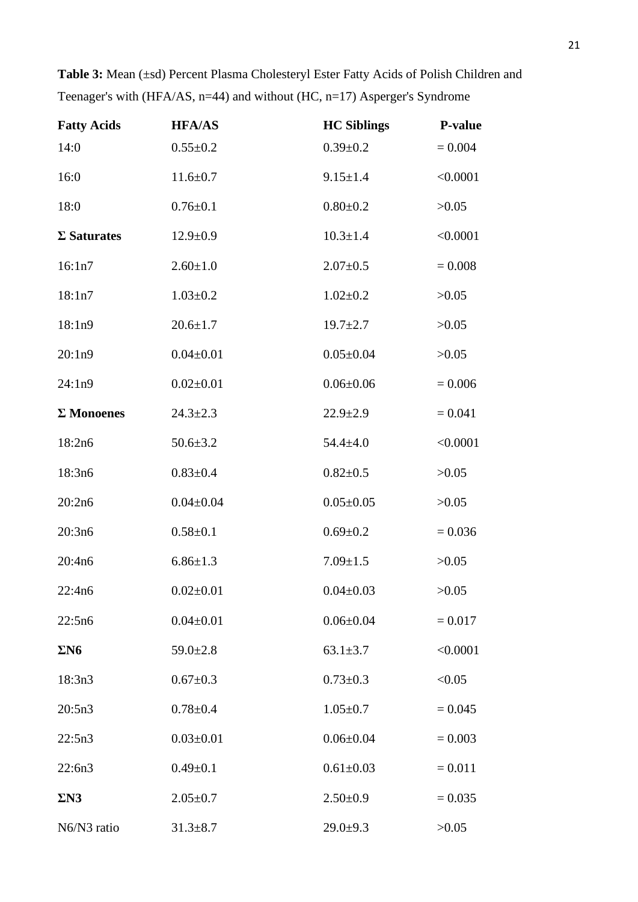**Table 3:** Mean (±sd) Percent Plasma Cholesteryl Ester Fatty Acids of Polish Children and Teenager's with (HFA/AS, n=44) and without (HC, n=17) Asperger's Syndrome

| **Fatty Acids** | **HFA/AS** | **HC Siblings** | **P-value** |
|---|---|---|---|
| 14:0 | 0.55±0.2 | 0.39±0.2 | = 0.004 |
| 16:0 | 11.6±0.7 | 9.15±1.4 | <0.0001 |
| 18:0 | 0.76±0.1 | 0.80±0.2 | >0.05 |
| **Σ Saturates** | 12.9±0.9 | 10.3±1.4 | <0.0001 |
| 16:1n7 | 2.60±1.0 | 2.07±0.5 | = 0.008 |
| 18:1n7 | 1.03±0.2 | 1.02±0.2 | >0.05 |
| 18:1n9 | 20.6±1.7 | 19.7±2.7 | >0.05 |
| 20:1n9 | 0.04±0.01 | 0.05±0.04 | >0.05 |
| 24:1n9 | 0.02±0.01 | 0.06±0.06 | = 0.006 |
| **Σ Monoenes** | 24.3±2.3 | 22.9±2.9 | = 0.041 |
| 18:2n6 | 50.6±3.2 | 54.4±4.0 | <0.0001 |
| 18:3n6 | 0.83±0.4 | 0.82±0.5 | >0.05 |
| 20:2n6 | 0.04±0.04 | 0.05±0.05 | >0.05 |
| 20:3n6 | 0.58±0.1 | 0.69±0.2 | = 0.036 |
| 20:4n6 | 6.86±1.3 | 7.09±1.5 | >0.05 |
| 22:4n6 | 0.02±0.01 | 0.04±0.03 | >0.05 |
| 22:5n6 | 0.04±0.01 | 0.06±0.04 | = 0.017 |
| **ΣN6** | 59.0±2.8 | 63.1±3.7 | <0.0001 |
| 18:3n3 | 0.67±0.3 | 0.73±0.3 | <0.05 |
| 20:5n3 | 0.78±0.4 | 1.05±0.7 | = 0.045 |
| 22:5n3 | 0.03±0.01 | 0.06±0.04 | = 0.003 |
| 22:6n3 | 0.49±0.1 | 0.61±0.03 | = 0.011 |
| **ΣN3** | 2.05±0.7 | 2.50±0.9 | = 0.035 |
| N6/N3 ratio | 31.3±8.7 | 29.0±9.3 | >0.05 |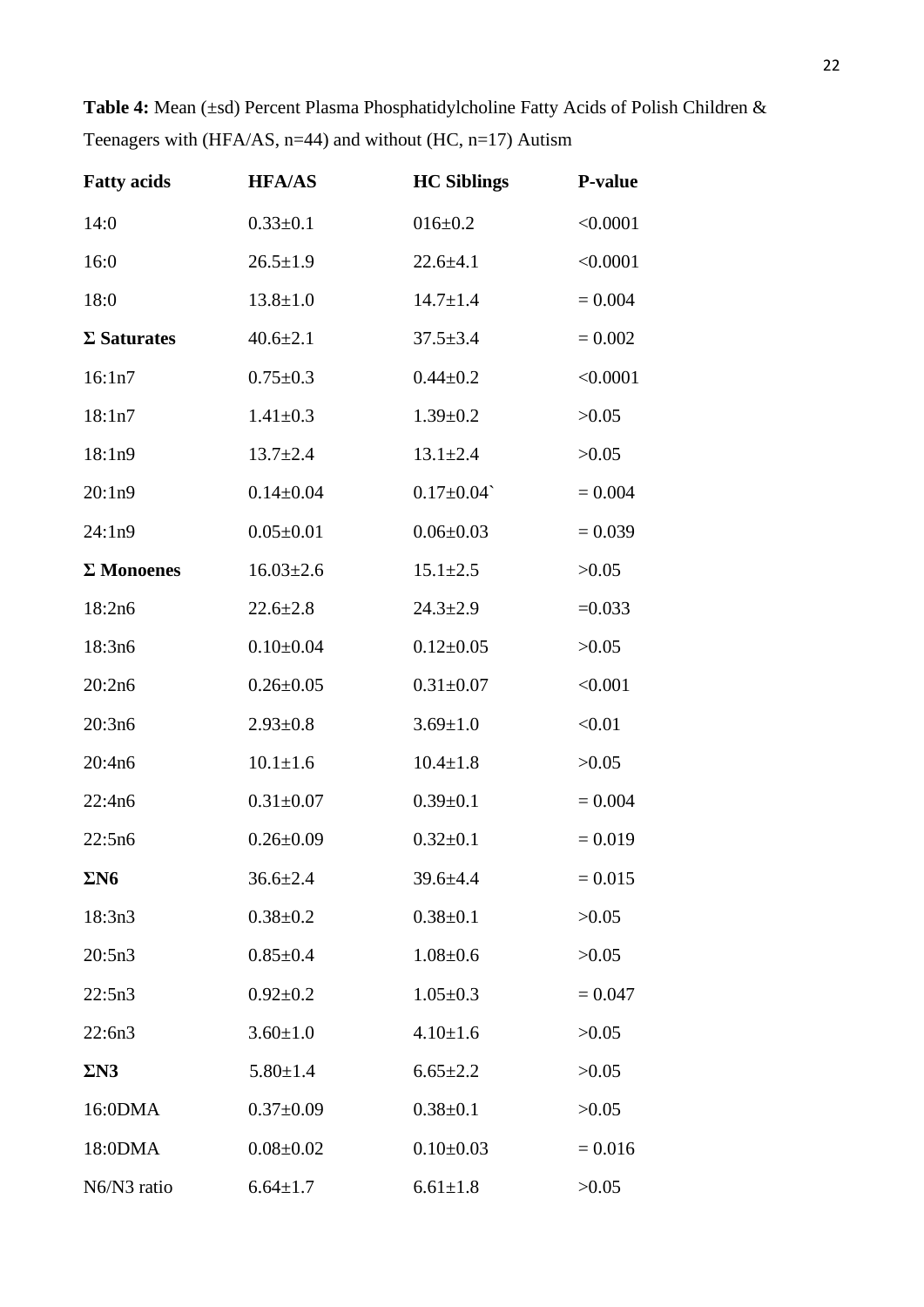**Table 4:** Mean (±sd) Percent Plasma Phosphatidylcholine Fatty Acids of Polish Children & Teenagers with (HFA/AS, n=44) and without (HC, n=17) Autism

| **Fatty acids** | **HFA/AS** | **HC Siblings** | **P-value** |
|---|---|---|---|
| 14:0 | 0.33±0.1 | 016±0.2 | <0.0001 |
| 16:0 | 26.5±1.9 | 22.6±4.1 | <0.0001 |
| 18:0 | 13.8±1.0 | 14.7±1.4 | = 0.004 |
| **Σ Saturates** | 40.6±2.1 | 37.5±3.4 | = 0.002 |
| 16:1n7 | 0.75±0.3 | 0.44±0.2 | <0.0001 |
| 18:1n7 | 1.41±0.3 | 1.39±0.2 | >0.05 |
| 18:1n9 | 13.7±2.4 | 13.1±2.4 | >0.05 |
| 20:1n9 | 0.14±0.04 | 0.17±0.04` | = 0.004 |
| 24:1n9 | 0.05±0.01 | 0.06±0.03 | = 0.039 |
| **Σ Monoenes** | 16.03±2.6 | 15.1±2.5 | >0.05 |
| 18:2n6 | 22.6±2.8 | 24.3±2.9 | =0.033 |
| 18:3n6 | 0.10±0.04 | 0.12±0.05 | >0.05 |
| 20:2n6 | 0.26±0.05 | 0.31±0.07 | <0.001 |
| 20:3n6 | 2.93±0.8 | 3.69±1.0 | <0.01 |
| 20:4n6 | 10.1±1.6 | 10.4±1.8 | >0.05 |
| 22:4n6 | 0.31±0.07 | 0.39±0.1 | = 0.004 |
| 22:5n6 | 0.26±0.09 | 0.32±0.1 | = 0.019 |
| **ΣN6** | 36.6±2.4 | 39.6±4.4 | = 0.015 |
| 18:3n3 | 0.38±0.2 | 0.38±0.1 | >0.05 |
| 20:5n3 | 0.85±0.4 | 1.08±0.6 | >0.05 |
| 22:5n3 | 0.92±0.2 | 1.05±0.3 | = 0.047 |
| 22:6n3 | 3.60±1.0 | 4.10±1.6 | >0.05 |
| **ΣN3** | 5.80±1.4 | 6.65±2.2 | >0.05 |
| 16:0DMA | 0.37±0.09 | 0.38±0.1 | >0.05 |
| 18:0DMA | 0.08±0.02 | 0.10±0.03 | = 0.016 |
| N6/N3 ratio | 6.64±1.7 | 6.61±1.8 | >0.05 |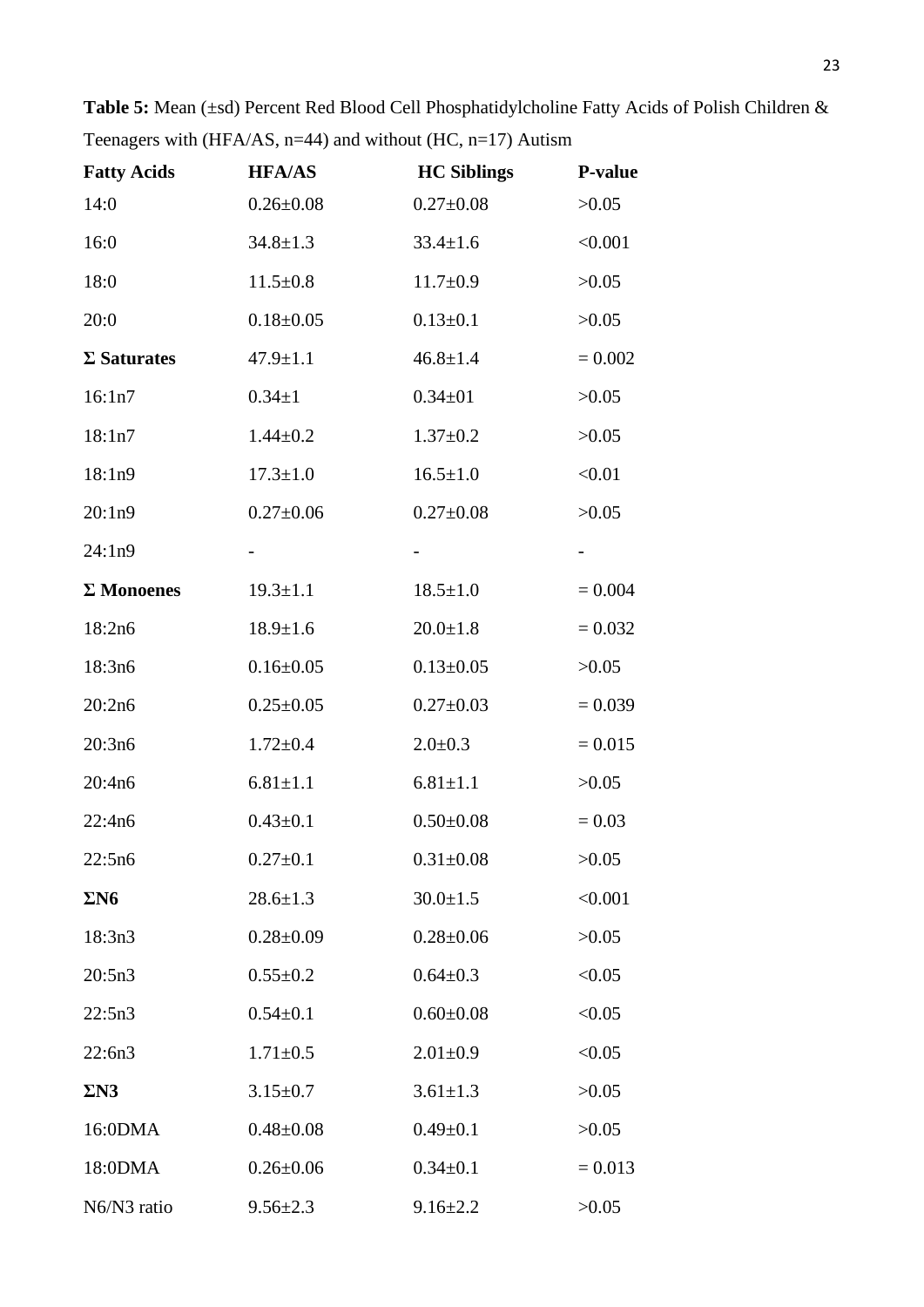**Table 5:** Mean (±sd) Percent Red Blood Cell Phosphatidylcholine Fatty Acids of Polish Children & Teenagers with (HFA/AS, n=44) and without (HC, n=17) Autism

| **Fatty Acids** | **HFA/AS** | **HC Siblings** | **P-value** |
|---|---|---|---|
| 14:0 | 0.26±0.08 | 0.27±0.08 | >0.05 |
| 16:0 | 34.8±1.3 | 33.4±1.6 | <0.001 |
| 18:0 | 11.5±0.8 | 11.7±0.9 | >0.05 |
| 20:0 | 0.18±0.05 | 0.13±0.1 | >0.05 |
| **Σ Saturates** | 47.9±1.1 | 46.8±1.4 | = 0.002 |
| 16:1n7 | 0.34±1 | 0.34±01 | >0.05 |
| 18:1n7 | 1.44±0.2 | 1.37±0.2 | >0.05 |
| 18:1n9 | 17.3±1.0 | 16.5±1.0 | <0.01 |
| 20:1n9 | 0.27±0.06 | 0.27±0.08 | >0.05 |
| 24:1n9 | - | - | - |
| **Σ Monoenes** | 19.3±1.1 | 18.5±1.0 | = 0.004 |
| 18:2n6 | 18.9±1.6 | 20.0±1.8 | = 0.032 |
| 18:3n6 | 0.16±0.05 | 0.13±0.05 | >0.05 |
| 20:2n6 | 0.25±0.05 | 0.27±0.03 | = 0.039 |
| 20:3n6 | 1.72±0.4 | 2.0±0.3 | = 0.015 |
| 20:4n6 | 6.81±1.1 | 6.81±1.1 | >0.05 |
| 22:4n6 | 0.43±0.1 | 0.50±0.08 | = 0.03 |
| 22:5n6 | 0.27±0.1 | 0.31±0.08 | >0.05 |
| **ΣN6** | 28.6±1.3 | 30.0±1.5 | <0.001 |
| 18:3n3 | 0.28±0.09 | 0.28±0.06 | >0.05 |
| 20:5n3 | 0.55±0.2 | 0.64±0.3 | <0.05 |
| 22:5n3 | 0.54±0.1 | 0.60±0.08 | <0.05 |
| 22:6n3 | 1.71±0.5 | 2.01±0.9 | <0.05 |
| **ΣN3** | 3.15±0.7 | 3.61±1.3 | >0.05 |
| 16:0DMA | 0.48±0.08 | 0.49±0.1 | >0.05 |
| 18:0DMA | 0.26±0.06 | 0.34±0.1 | = 0.013 |
| N6/N3 ratio | 9.56±2.3 | 9.16±2.2 | >0.05 |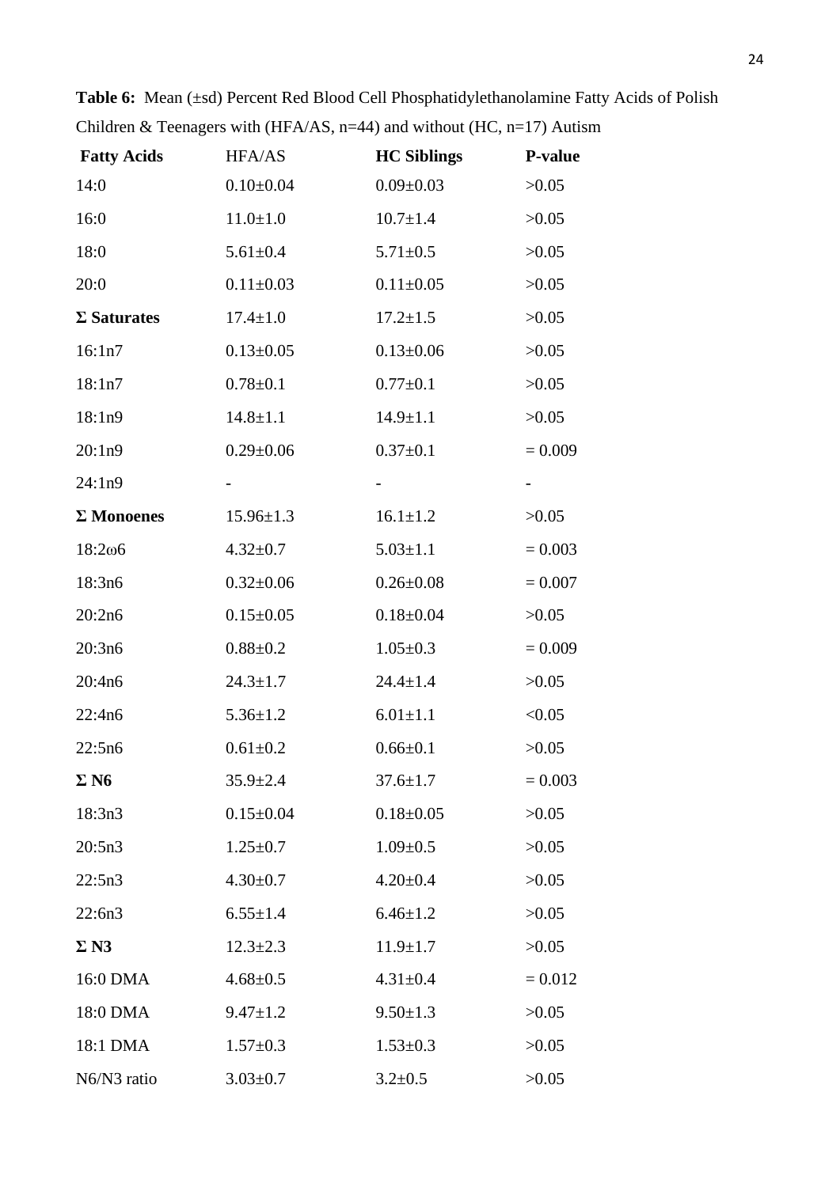**Table 6:** Mean (±sd) Percent Red Blood Cell Phosphatidylethanolamine Fatty Acids of Polish Children & Teenagers with (HFA/AS, n=44) and without (HC, n=17) Autism

| **Fatty Acids** | HFA/AS | **HC Siblings** | **P-value** |
|---|---|---|---|
| 14:0 | 0.10±0.04 | 0.09±0.03 | >0.05 |
| 16:0 | 11.0±1.0 | 10.7±1.4 | >0.05 |
| 18:0 | 5.61±0.4 | 5.71±0.5 | >0.05 |
| 20:0 | 0.11±0.03 | 0.11±0.05 | >0.05 |
| **Σ Saturates** | 17.4±1.0 | 17.2±1.5 | >0.05 |
| 16:1n7 | 0.13±0.05 | 0.13±0.06 | >0.05 |
| 18:1n7 | 0.78±0.1 | 0.77±0.1 | >0.05 |
| 18:1n9 | 14.8±1.1 | 14.9±1.1 | >0.05 |
| 20:1n9 | 0.29±0.06 | 0.37±0.1 | = 0.009 |
| 24:1n9 | - | - | - |
| **Σ Monoenes** | 15.96±1.3 | 16.1±1.2 | >0.05 |
| 18:2ω6 | 4.32±0.7 | 5.03±1.1 | = 0.003 |
| 18:3n6 | 0.32±0.06 | 0.26±0.08 | = 0.007 |
| 20:2n6 | 0.15±0.05 | 0.18±0.04 | >0.05 |
| 20:3n6 | 0.88±0.2 | 1.05±0.3 | = 0.009 |
| 20:4n6 | 24.3±1.7 | 24.4±1.4 | >0.05 |
| 22:4n6 | 5.36±1.2 | 6.01±1.1 | <0.05 |
| 22:5n6 | 0.61±0.2 | 0.66±0.1 | >0.05 |
| **Σ N6** | 35.9±2.4 | 37.6±1.7 | = 0.003 |
| 18:3n3 | 0.15±0.04 | 0.18±0.05 | >0.05 |
| 20:5n3 | 1.25±0.7 | 1.09±0.5 | >0.05 |
| 22:5n3 | 4.30±0.7 | 4.20±0.4 | >0.05 |
| 22:6n3 | 6.55±1.4 | 6.46±1.2 | >0.05 |
| **Σ N3** | 12.3±2.3 | 11.9±1.7 | >0.05 |
| 16:0 DMA | 4.68±0.5 | 4.31±0.4 | = 0.012 |
| 18:0 DMA | 9.47±1.2 | 9.50±1.3 | >0.05 |
| 18:1 DMA | 1.57±0.3 | 1.53±0.3 | >0.05 |
| N6/N3 ratio | 3.03±0.7 | 3.2±0.5 | >0.05 |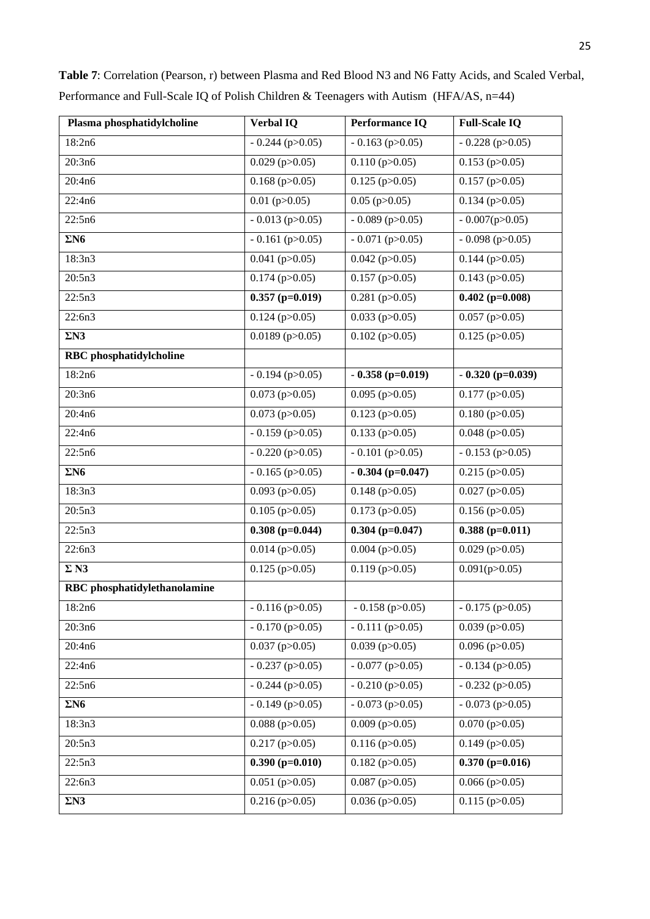**Table 7**: Correlation (Pearson, r) between Plasma and Red Blood N3 and N6 Fatty Acids, and Scaled Verbal, Performance and Full-Scale IQ of Polish Children & Teenagers with Autism (HFA/AS, n=44)

| **Plasma phosphatidylcholine** | **Verbal IQ** | **Performance IQ** | **Full-Scale IQ** |
|---|---|---|---|
| 18:2n6 | - 0.244 (p>0.05) | - 0.163 (p>0.05) | - 0.228 (p>0.05) |
| 20:3n6 | 0.029 (p>0.05) | 0.110 (p>0.05) | 0.153 (p>0.05) |
| 20:4n6 | 0.168 (p>0.05) | 0.125 (p>0.05) | 0.157 (p>0.05) |
| 22:4n6 | 0.01 (p>0.05) | 0.05 (p>0.05) | 0.134 (p>0.05) |
| 22:5n6 | - 0.013 (p>0.05) | - 0.089 (p>0.05) | - 0.007(p>0.05) |
| **ΣN6** | - 0.161 (p>0.05) | - 0.071 (p>0.05) | - 0.098 (p>0.05) |
| 18:3n3 | 0.041 (p>0.05) | 0.042 (p>0.05) | 0.144 (p>0.05) |
| 20:5n3 | 0.174 (p>0.05) | 0.157 (p>0.05) | 0.143 (p>0.05) |
| 22:5n3 | **0.357 (p=0.019)** | 0.281 (p>0.05) | **0.402 (p=0.008)** |
| 22:6n3 | 0.124 (p>0.05) | 0.033 (p>0.05) | 0.057 (p>0.05) |
| **ΣN3** | 0.0189 (p>0.05) | 0.102 (p>0.05) | 0.125 (p>0.05) |
| **RBC phosphatidylcholine** | | | |
| 18:2n6 | - 0.194 (p>0.05) | **- 0.358 (p=0.019)** | **- 0.320 (p=0.039)** |
| 20:3n6 | 0.073 (p>0.05) | 0.095 (p>0.05) | 0.177 (p>0.05) |
| 20:4n6 | 0.073 (p>0.05) | 0.123 (p>0.05) | 0.180 (p>0.05) |
| 22:4n6 | - 0.159 (p>0.05) | 0.133 (p>0.05) | 0.048 (p>0.05) |
| 22:5n6 | - 0.220 (p>0.05) | - 0.101 (p>0.05) | - 0.153 (p>0.05) |
| **ΣN6** | - 0.165 (p>0.05) | **- 0.304 (p=0.047)** | 0.215 (p>0.05) |
| 18:3n3 | 0.093 (p>0.05) | 0.148 (p>0.05) | 0.027 (p>0.05) |
| 20:5n3 | 0.105 (p>0.05) | 0.173 (p>0.05) | 0.156 (p>0.05) |
| 22:5n3 | **0.308 (p=0.044)** | **0.304 (p=0.047)** | **0.388 (p=0.011)** |
| 22:6n3 | 0.014 (p>0.05) | 0.004 (p>0.05) | 0.029 (p>0.05) |
| **Σ N3** | 0.125 (p>0.05) | 0.119 (p>0.05) | 0.091(p>0.05) |
| **RBC phosphatidylethanolamine** | | | |
| 18:2n6 | - 0.116 (p>0.05) | - 0.158 (p>0.05) | - 0.175 (p>0.05) |
| 20:3n6 | - 0.170 (p>0.05) | - 0.111 (p>0.05) | 0.039 (p>0.05) |
| 20:4n6 | 0.037 (p>0.05) | 0.039 (p>0.05) | 0.096 (p>0.05) |
| 22:4n6 | - 0.237 (p>0.05) | - 0.077 (p>0.05) | - 0.134 (p>0.05) |
| 22:5n6 | - 0.244 (p>0.05) | - 0.210 (p>0.05) | - 0.232 (p>0.05) |
| **ΣN6** | - 0.149 (p>0.05) | - 0.073 (p>0.05) | - 0.073 (p>0.05) |
| 18:3n3 | 0.088 (p>0.05) | 0.009 (p>0.05) | 0.070 (p>0.05) |
| 20:5n3 | 0.217 (p>0.05) | 0.116 (p>0.05) | 0.149 (p>0.05) |
| 22:5n3 | **0.390 (p=0.010)** | 0.182 (p>0.05) | **0.370 (p=0.016)** |
| 22:6n3 | 0.051 (p>0.05) | 0.087 (p>0.05) | 0.066 (p>0.05) |
| **ΣN3** | 0.216 (p>0.05) | 0.036 (p>0.05) | 0.115 (p>0.05) |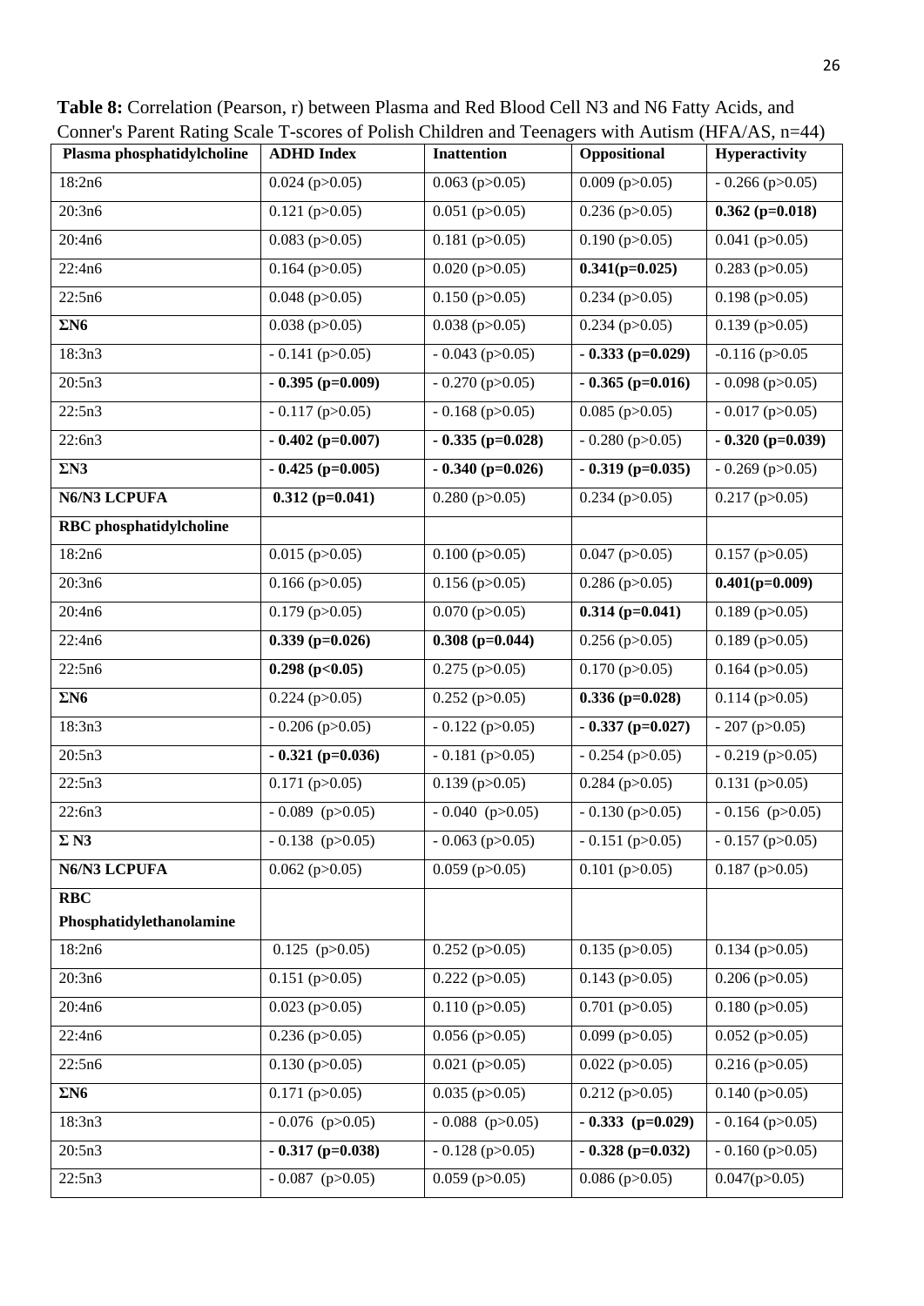**Table 8:** Correlation (Pearson, r) between Plasma and Red Blood Cell N3 and N6 Fatty Acids, and Conner's Parent Rating Scale T-scores of Polish Children and Teenagers with Autism (HFA/AS, n=44)

| Plasma phosphatidylcholine | ADHD Index | Inattention | Oppositional | Hyperactivity |
|---|---|---|---|---|
| 18:2n6 | 0.024 (p>0.05) | 0.063 (p>0.05) | 0.009 (p>0.05) | - 0.266 (p>0.05) |
| 20:3n6 | 0.121 (p>0.05) | 0.051 (p>0.05) | 0.236 (p>0.05) | **0.362 (p=0.018)** |
| 20:4n6 | 0.083 (p>0.05) | 0.181 (p>0.05) | 0.190 (p>0.05) | 0.041 (p>0.05) |
| 22:4n6 | 0.164 (p>0.05) | 0.020 (p>0.05) | **0.341(p=0.025)** | 0.283 (p>0.05) |
| 22:5n6 | 0.048 (p>0.05) | 0.150 (p>0.05) | 0.234 (p>0.05) | 0.198 (p>0.05) |
| **ΣN6** | 0.038 (p>0.05) | 0.038 (p>0.05) | 0.234 (p>0.05) | 0.139 (p>0.05) |
| 18:3n3 | - 0.141 (p>0.05) | - 0.043 (p>0.05) | **- 0.333 (p=0.029)** | -0.116 (p>0.05 |
| 20:5n3 | **- 0.395 (p=0.009)** | - 0.270 (p>0.05) | **- 0.365 (p=0.016)** | - 0.098 (p>0.05) |
| 22:5n3 | - 0.117 (p>0.05) | - 0.168 (p>0.05) | 0.085 (p>0.05) | - 0.017 (p>0.05) |
| 22:6n3 | **- 0.402 (p=0.007)** | **- 0.335 (p=0.028)** | - 0.280 (p>0.05) | **- 0.320 (p=0.039)** |
| **ΣN3** | **- 0.425 (p=0.005)** | **- 0.340 (p=0.026)** | **- 0.319 (p=0.035)** | - 0.269 (p>0.05) |
| **N6/N3 LCPUFA** | **0.312 (p=0.041)** | 0.280 (p>0.05) | 0.234 (p>0.05) | 0.217 (p>0.05) |
| **RBC phosphatidylcholine** | | | | |
| 18:2n6 | 0.015 (p>0.05) | 0.100 (p>0.05) | 0.047 (p>0.05) | 0.157 (p>0.05) |
| 20:3n6 | 0.166 (p>0.05) | 0.156 (p>0.05) | 0.286 (p>0.05) | **0.401(p=0.009)** |
| 20:4n6 | 0.179 (p>0.05) | 0.070 (p>0.05) | **0.314 (p=0.041)** | 0.189 (p>0.05) |
| 22:4n6 | **0.339 (p=0.026)** | **0.308 (p=0.044)** | 0.256 (p>0.05) | 0.189 (p>0.05) |
| 22:5n6 | **0.298 (p<0.05)** | 0.275 (p>0.05) | 0.170 (p>0.05) | 0.164 (p>0.05) |
| **ΣN6** | 0.224 (p>0.05) | 0.252 (p>0.05) | **0.336 (p=0.028)** | 0.114 (p>0.05) |
| 18:3n3 | - 0.206 (p>0.05) | - 0.122 (p>0.05) | **- 0.337 (p=0.027)** | - 207 (p>0.05) |
| 20:5n3 | **- 0.321 (p=0.036)** | - 0.181 (p>0.05) | - 0.254 (p>0.05) | - 0.219 (p>0.05) |
| 22:5n3 | 0.171 (p>0.05) | 0.139 (p>0.05) | 0.284 (p>0.05) | 0.131 (p>0.05) |
| 22:6n3 | - 0.089 (p>0.05) | - 0.040 (p>0.05) | - 0.130 (p>0.05) | - 0.156 (p>0.05) |
| **Σ N3** | - 0.138 (p>0.05) | - 0.063 (p>0.05) | - 0.151 (p>0.05) | - 0.157 (p>0.05) |
| **N6/N3 LCPUFA** | 0.062 (p>0.05) | 0.059 (p>0.05) | 0.101 (p>0.05) | 0.187 (p>0.05) |
| **RBC Phosphatidylethanolamine** | | | | |
| 18:2n6 | 0.125 (p>0.05) | 0.252 (p>0.05) | 0.135 (p>0.05) | 0.134 (p>0.05) |
| 20:3n6 | 0.151 (p>0.05) | 0.222 (p>0.05) | 0.143 (p>0.05) | 0.206 (p>0.05) |
| 20:4n6 | 0.023 (p>0.05) | 0.110 (p>0.05) | 0.701 (p>0.05) | 0.180 (p>0.05) |
| 22:4n6 | 0.236 (p>0.05) | 0.056 (p>0.05) | 0.099 (p>0.05) | 0.052 (p>0.05) |
| 22:5n6 | 0.130 (p>0.05) | 0.021 (p>0.05) | 0.022 (p>0.05) | 0.216 (p>0.05) |
| **ΣN6** | 0.171 (p>0.05) | 0.035 (p>0.05) | 0.212 (p>0.05) | 0.140 (p>0.05) |
| 18:3n3 | - 0.076 (p>0.05) | - 0.088 (p>0.05) | **- 0.333 (p=0.029)** | - 0.164 (p>0.05) |
| 20:5n3 | **- 0.317 (p=0.038)** | - 0.128 (p>0.05) | **- 0.328 (p=0.032)** | - 0.160 (p>0.05) |
| 22:5n3 | - 0.087 (p>0.05) | 0.059 (p>0.05) | 0.086 (p>0.05) | 0.047(p>0.05) |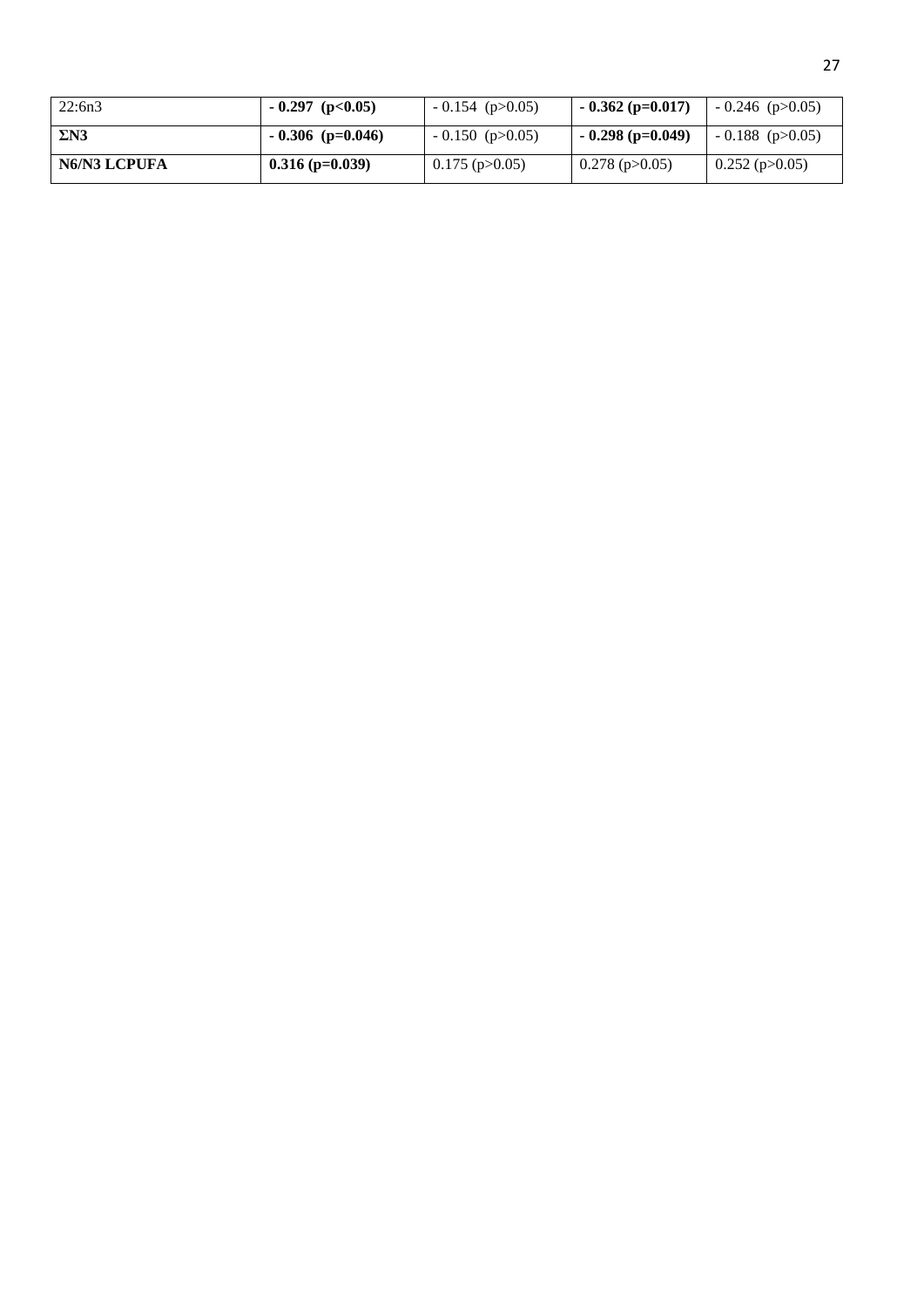| | | | | |
|---|---|---|---|---|
| 22:6n3 | **- 0.297 (p<0.05)** | - 0.154 (p>0.05) | **- 0.362 (p=0.017)** | - 0.246 (p>0.05) |
| **ΣN3** | **- 0.306 (p=0.046)** | - 0.150 (p>0.05) | **- 0.298 (p=0.049)** | - 0.188 (p>0.05) |
| **N6/N3 LCPUFA** | **0.316 (p=0.039)** | 0.175 (p>0.05) | 0.278 (p>0.05) | 0.252 (p>0.05) |